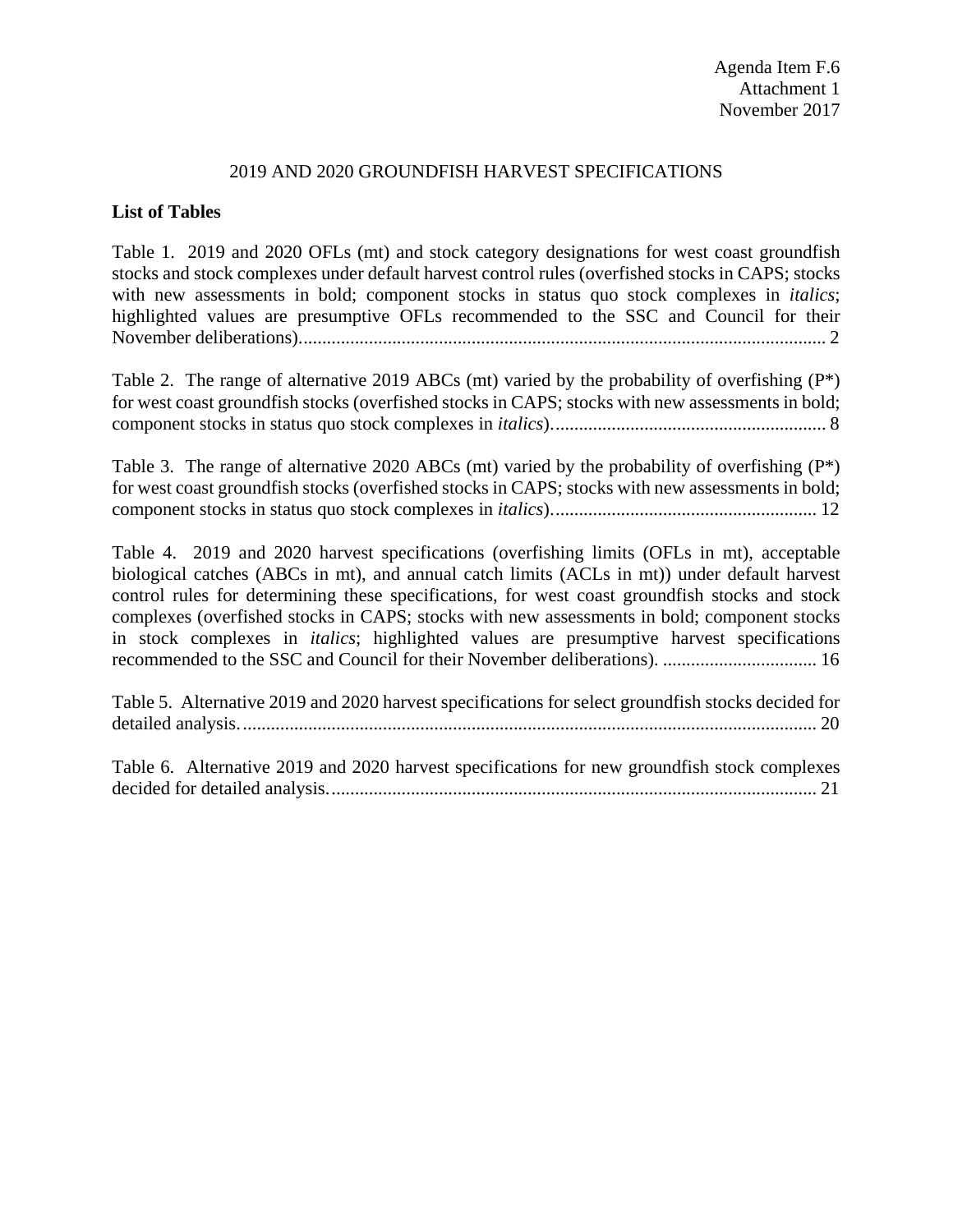Agenda Item F.6
Attachment 1
November 2017

# 2019 AND 2020 GROUNDFISH HARVEST SPECIFICATIONS

**List of Tables**

Table 1. 2019 and 2020 OFLs (mt) and stock category designations for west coast groundfish stocks and stock complexes under default harvest control rules (overfished stocks in CAPS; stocks with new assessments in bold; component stocks in status quo stock complexes in *italics*; highlighted values are presumptive OFLs recommended to the SSC and Council for their November deliberations)................................................................................................................ 2

Table 2. The range of alternative 2019 ABCs (mt) varied by the probability of overfishing (P*) for west coast groundfish stocks (overfished stocks in CAPS; stocks with new assessments in bold; component stocks in status quo stock complexes in *italics*)........................................................... 8

Table 3. The range of alternative 2020 ABCs (mt) varied by the probability of overfishing (P*) for west coast groundfish stocks (overfished stocks in CAPS; stocks with new assessments in bold; component stocks in status quo stock complexes in *italics*)......................................................... 12

Table 4. 2019 and 2020 harvest specifications (overfishing limits (OFLs in mt), acceptable biological catches (ABCs in mt), and annual catch limits (ACLs in mt)) under default harvest control rules for determining these specifications, for west coast groundfish stocks and stock complexes (overfished stocks in CAPS; stocks with new assessments in bold; component stocks in stock complexes in *italics*; highlighted values are presumptive harvest specifications recommended to the SSC and Council for their November deliberations). ................................. 16

Table 5. Alternative 2019 and 2020 harvest specifications for select groundfish stocks decided for detailed analysis.......................................................................................................................... 20

Table 6. Alternative 2019 and 2020 harvest specifications for new groundfish stock complexes decided for detailed analysis......................................................................................................... 21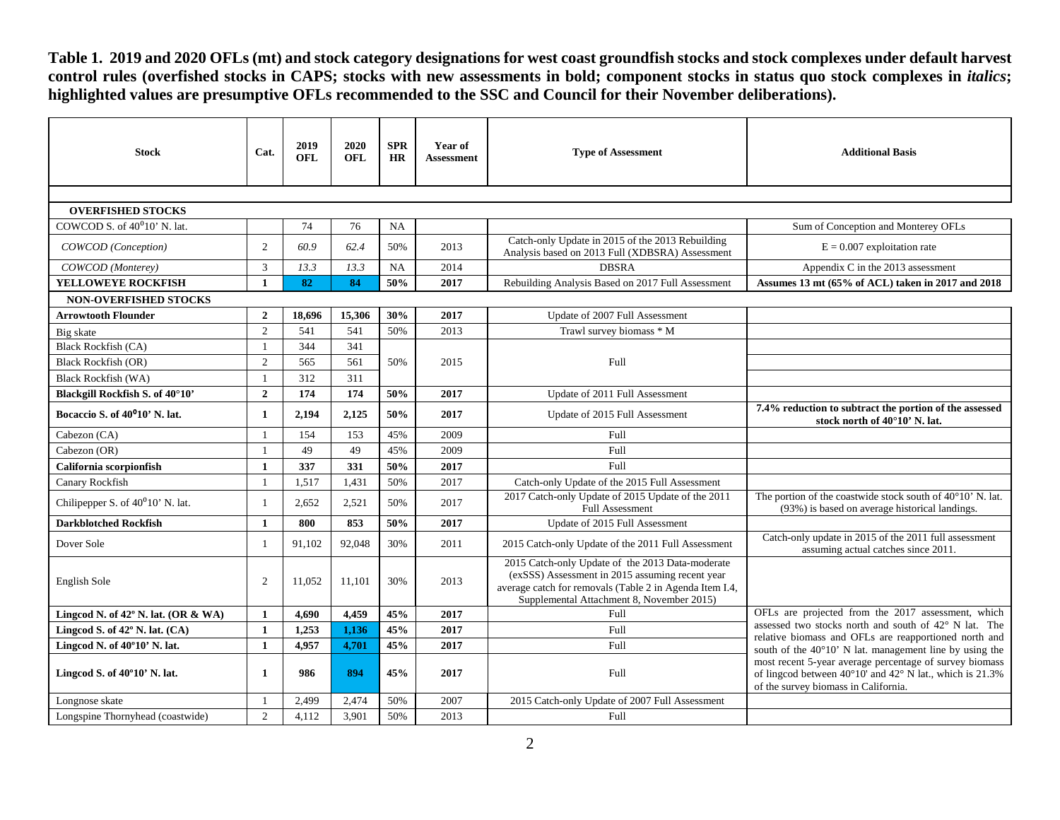**Table 1. 2019 and 2020 OFLs (mt) and stock category designations for west coast groundfish stocks and stock complexes under default harvest control rules (overfished stocks in CAPS; stocks with new assessments in bold; component stocks in status quo stock complexes in *italics*; highlighted values are presumptive OFLs recommended to the SSC and Council for their November deliberations).**

| Stock | Cat. | 2019 OFL | 2020 OFL | SPR HR | Year of Assessment | Type of Assessment | Additional Basis |
|---|---|---|---|---|---|---|---|
| **OVERFISHED STOCKS** | | | | | | | |
| COWCOD S. of $40^0$10' N. lat. | | 74 | 76 | NA | | | Sum of Conception and Monterey OFLs |
| *COWCOD (Conception)* | 2 | *60.9* | *62.4* | 50% | 2013 | Catch-only Update in 2015 of the 2013 Rebuilding Analysis based on 2013 Full (XDBSRA) Assessment | E = 0.007 exploitation rate |
| *COWCOD (Monterey)* | 3 | *13.3* | *13.3* | NA | 2014 | DBSRA | Appendix C in the 2013 assessment |
| **YELLOWEYE ROCKFISH** | **1** | **82** | **84** | **50%** | **2017** | Rebuilding Analysis Based on 2017 Full Assessment | **Assumes 13 mt (65% of ACL) taken in 2017 and 2018** |
| **NON-OVERFISHED STOCKS** | | | | | | | |
| **Arrowtooth Flounder** | **2** | **18,696** | **15,306** | **30%** | **2017** | Update of 2007 Full Assessment | |
| Big skate | 2 | 541 | 541 | 50% | 2013 | Trawl survey biomass * M | |
| Black Rockfish (CA) | 1 | 344 | 341 | 50% | 2015 | Full | |
| Black Rockfish (OR) | 2 | 565 | 561 | | | | |
| Black Rockfish (WA) | 1 | 312 | 311 | | | | |
| **Blackgill Rockfish S. of 40°10'** | **2** | **174** | **174** | **50%** | **2017** | Update of 2011 Full Assessment | |
| **Bocaccio S. of $40^0$10' N. lat.** | **1** | **2,194** | **2,125** | **50%** | **2017** | Update of 2015 Full Assessment | **7.4% reduction to subtract the portion of the assessed stock north of 40°10' N. lat.** |
| Cabezon (CA) | 1 | 154 | 153 | 45% | 2009 | Full | |
| Cabezon (OR) | 1 | 49 | 49 | 45% | 2009 | Full | |
| **California scorpionfish** | **1** | **337** | **331** | **50%** | **2017** | Full | |
| Canary Rockfish | 1 | 1,517 | 1,431 | 50% | 2017 | Catch-only Update of the 2015 Full Assessment | |
| Chilipepper S. of $40^0$10' N. lat. | 1 | 2,652 | 2,521 | 50% | 2017 | 2017 Catch-only Update of 2015 Update of the 2011 Full Assessment | The portion of the coastwide stock south of 40°10' N. lat. (93%) is based on average historical landings. |
| **Darkblotched Rockfish** | **1** | **800** | **853** | **50%** | **2017** | Update of 2015 Full Assessment | |
| Dover Sole | 1 | 91,102 | 92,048 | 30% | 2011 | 2015 Catch-only Update of the 2011 Full Assessment | Catch-only update in 2015 of the 2011 full assessment assuming actual catches since 2011. |
| English Sole | 2 | 11,052 | 11,101 | 30% | 2013 | 2015 Catch-only Update of the 2013 Data-moderate (exSSS) Assessment in 2015 assuming recent year average catch for removals (Table 2 in Agenda Item I.4, Supplemental Attachment 8, November 2015) | |
| **Lingcod N. of 42º N. lat. (OR & WA)** | **1** | **4,690** | **4,459** | **45%** | **2017** | Full | OFLs are projected from the 2017 assessment, which assessed two stocks north and south of 42° N lat. The relative biomass and OFLs are reapportioned north and south of the 40°10' N lat. management line by using the most recent 5-year average percentage of survey biomass of lingcod between 40°10' and 42° N lat., which is 21.3% of the survey biomass in California. |
| **Lingcod S. of 42º N. lat. (CA)** | **1** | **1,253** | **1,136** | **45%** | **2017** | Full | |
| **Lingcod N. of 40º10' N. lat.** | **1** | **4,957** | **4,701** | **45%** | **2017** | Full | |
| **Lingcod S. of 40º10' N. lat.** | **1** | **986** | **894** | **45%** | **2017** | Full | |
| Longnose skate | 1 | 2,499 | 2,474 | 50% | 2007 | 2015 Catch-only Update of 2007 Full Assessment | |
| Longspine Thornyhead (coastwide) | 2 | 4,112 | 3,901 | 50% | 2013 | Full | |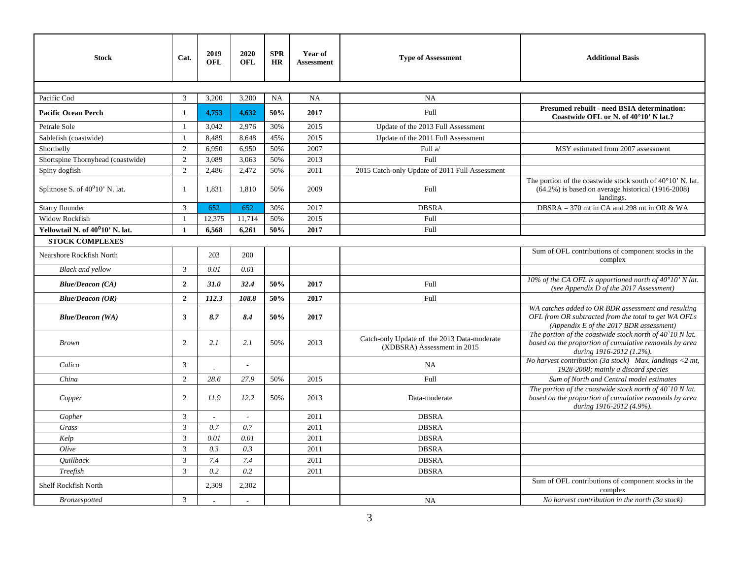| Stock | Cat. | 2019 OFL | 2020 OFL | SPR HR | Year of Assessment | Type of Assessment | Additional Basis |
|---|---|---|---|---|---|---|---|
| | | | | | | | |
| Pacific Cod | 3 | 3,200 | 3,200 | NA | NA | NA | |
| **Pacific Ocean Perch** | **1** | **4,753** | **4,632** | **50%** | **2017** | Full | **Presumed rebuilt - need BSIA determination: Coastwide OFL or N. of 40°10' N lat.?** |
| Petrale Sole | 1 | 3,042 | 2,976 | 30% | 2015 | Update of the 2013 Full Assessment | |
| Sablefish (coastwide) | 1 | 8,489 | 8,648 | 45% | 2015 | Update of the 2011 Full Assessment | |
| Shortbelly | 2 | 6,950 | 6,950 | 50% | 2007 | Full a/ | MSY estimated from 2007 assessment |
| Shortspine Thornyhead (coastwide) | 2 | 3,089 | 3,063 | 50% | 2013 | Full | |
| Spiny dogfish | 2 | 2,486 | 2,472 | 50% | 2011 | 2015 Catch-only Update of 2011 Full Assessment | |
| Splitnose S. of 40°10' N. lat. | 1 | 1,831 | 1,810 | 50% | 2009 | Full | The portion of the coastwide stock south of 40°10' N. lat. (64.2%) is based on average historical (1916-2008) landings. |
| Starry flounder | 3 | 652 | 652 | 30% | 2017 | DBSRA | DBSRA = 370 mt in CA and 298 mt in OR & WA |
| Widow Rockfish | 1 | 12,375 | 11,714 | 50% | 2015 | Full | |
| **Yellowtail N. of 40°10' N. lat.** | **1** | **6,568** | **6,261** | **50%** | **2017** | Full | |
| **STOCK COMPLEXES** | | | | | | | |
| Nearshore Rockfish North | | 203 | 200 | | | | Sum of OFL contributions of component stocks in the complex |
| *Black and yellow* | 3 | *0.01* | *0.01* | | | | |
| ***Blue/Deacon (CA)*** | **2** | ***31.0*** | ***32.4*** | **50%** | **2017** | Full | *10% of the CA OFL is apportioned north of 40°10' N lat. (see Appendix D of the 2017 Assessment)* |
| ***Blue/Deacon (OR)*** | **2** | ***112.3*** | ***108.8*** | **50%** | **2017** | Full | |
| ***Blue/Deacon (WA)*** | **3** | ***8.7*** | ***8.4*** | **50%** | **2017** | | *WA catches added to OR BDR assessment and resulting OFL from OR subtracted from the total to get WA OFLs (Appendix E of the 2017 BDR assessment)* |
| *Brown* | 2 | *2.1* | *2.1* | 50% | 2013 | Catch-only Update of the 2013 Data-moderate (XDBSRA) Assessment in 2015 | *The portion of the coastwide stock north of 40`10 N lat. based on the proportion of cumulative removals by area during 1916-2012 (1.2%).* |
| *Calico* | 3 | - | - | | | NA | *No harvest contribution (3a stock) Max. landings <2 mt, 1928-2008; mainly a discard species* |
| *China* | 2 | *28.6* | *27.9* | 50% | 2015 | Full | *Sum of North and Central model estimates* |
| *Copper* | 2 | *11.9* | *12.2* | 50% | 2013 | Data-moderate | *The portion of the coastwide stock north of 40`10 N lat. based on the proportion of cumulative removals by area during 1916-2012 (4.9%).* |
| *Gopher* | 3 | - | - | | 2011 | DBSRA | |
| *Grass* | 3 | *0.7* | *0.7* | | 2011 | DBSRA | |
| *Kelp* | 3 | *0.01* | *0.01* | | 2011 | DBSRA | |
| *Olive* | 3 | *0.3* | *0.3* | | 2011 | DBSRA | |
| *Quillback* | 3 | *7.4* | *7.4* | | 2011 | DBSRA | |
| *Treefish* | 3 | *0.2* | *0.2* | | 2011 | DBSRA | |
| Shelf Rockfish North | | 2,309 | 2,302 | | | | Sum of OFL contributions of component stocks in the complex |
| *Bronzespotted* | 3 | - | - | | | NA | *No harvest contribution in the north (3a stock)* |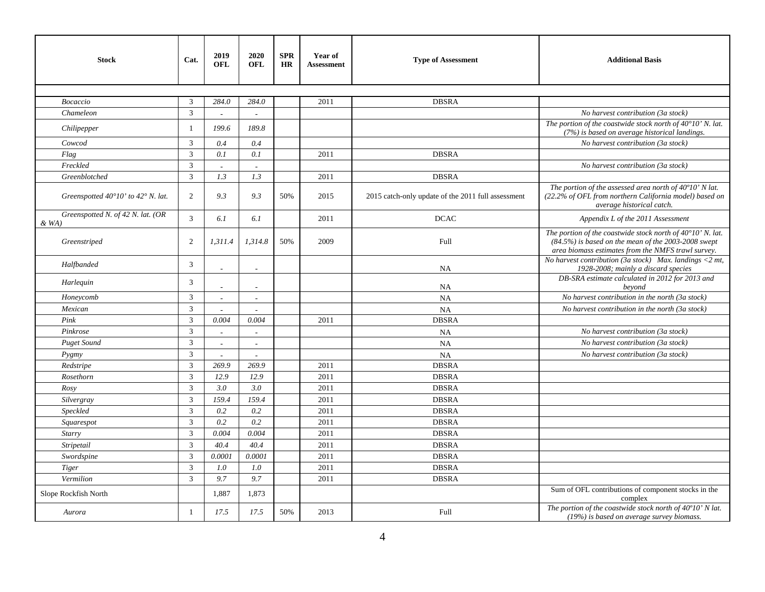| Stock | Cat. | 2019 OFL | 2020 OFL | SPR HR | Year of Assessment | Type of Assessment | Additional Basis |
|---|---|---|---|---|---|---|---|
| | | | | | | | |
| *Bocaccio* | 3 | *284.0* | *284.0* | | 2011 | DBSRA | |
| *Chameleon* | 3 | *-* | *-* | | | | *No harvest contribution (3a stock)* |
| *Chilipepper* | 1 | *199.6* | *189.8* | | | | *The portion of the coastwide stock north of 40°10' N. lat. (7%) is based on average historical landings.* |
| *Cowcod* | 3 | *0.4* | *0.4* | | | | *No harvest contribution (3a stock)* |
| *Flag* | 3 | *0.1* | *0.1* | | 2011 | DBSRA | |
| *Freckled* | 3 | *-* | *-* | | | | *No harvest contribution (3a stock)* |
| *Greenblotched* | 3 | *1.3* | *1.3* | | 2011 | DBSRA | |
| *Greenspotted 40°10' to 42° N. lat.* | 2 | *9.3* | *9.3* | 50% | 2015 | 2015 catch-only update of the 2011 full assessment | *The portion of the assessed area north of 40º10' N lat. (22.2% of OFL from northern California model) based on average historical catch.* |
| *Greenspotted N. of 42 N. lat. (OR & WA)* | 3 | *6.1* | *6.1* | | 2011 | DCAC | *Appendix L of the 2011 Assessment* |
| *Greenstriped* | 2 | *1,311.4* | *1,314.8* | 50% | 2009 | Full | *The portion of the coastwide stock north of 40°10' N. lat. (84.5%) is based on the mean of the 2003-2008 swept area biomass estimates from the NMFS trawl survey.* |
| *Halfbanded* | 3 | *-* | *-* | | | NA | *No harvest contribution (3a stock) Max. landings <2 mt, 1928-2008; mainly a discard species* |
| *Harlequin* | 3 | *-* | *-* | | | NA | *DB-SRA estimate calculated in 2012 for 2013 and beyond* |
| *Honeycomb* | 3 | *-* | *-* | | | NA | *No harvest contribution in the north (3a stock)* |
| *Mexican* | 3 | *-* | *-* | | | NA | *No harvest contribution in the north (3a stock)* |
| *Pink* | 3 | *0.004* | *0.004* | | 2011 | DBSRA | |
| *Pinkrose* | 3 | *-* | *-* | | | NA | *No harvest contribution (3a stock)* |
| *Puget Sound* | 3 | *-* | *-* | | | NA | *No harvest contribution (3a stock)* |
| *Pygmy* | 3 | *-* | *-* | | | NA | *No harvest contribution (3a stock)* |
| *Redstripe* | 3 | *269.9* | *269.9* | | 2011 | DBSRA | |
| *Rosethorn* | 3 | *12.9* | *12.9* | | 2011 | DBSRA | |
| *Rosy* | 3 | *3.0* | *3.0* | | 2011 | DBSRA | |
| *Silvergray* | 3 | *159.4* | *159.4* | | 2011 | DBSRA | |
| *Speckled* | 3 | *0.2* | *0.2* | | 2011 | DBSRA | |
| *Squarespot* | 3 | *0.2* | *0.2* | | 2011 | DBSRA | |
| *Starry* | 3 | *0.004* | *0.004* | | 2011 | DBSRA | |
| *Stripetail* | 3 | *40.4* | *40.4* | | 2011 | DBSRA | |
| *Swordspine* | 3 | *0.0001* | *0.0001* | | 2011 | DBSRA | |
| *Tiger* | 3 | *1.0* | *1.0* | | 2011 | DBSRA | |
| *Vermilion* | 3 | *9.7* | *9.7* | | 2011 | DBSRA | |
| Slope Rockfish North | | 1,887 | 1,873 | | | | Sum of OFL contributions of component stocks in the complex |
| *Aurora* | 1 | *17.5* | *17.5* | 50% | 2013 | Full | *The portion of the coastwide stock north of 40º10' N lat. (19%) is based on average survey biomass.* |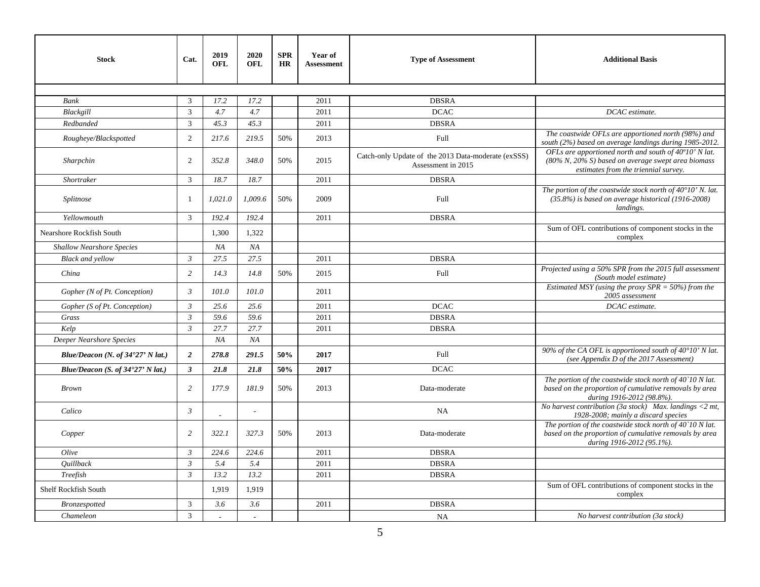| Stock | Cat. | 2019 OFL | 2020 OFL | SPR HR | Year of Assessment | Type of Assessment | Additional Basis |
|---|---|---|---|---|---|---|---|
| | | | | | | | |
| *Bank* | 3 | *17.2* | *17.2* | | 2011 | DBSRA | |
| *Blackgill* | 3 | *4.7* | *4.7* | | 2011 | DCAC | *DCAC estimate.* |
| *Redbanded* | 3 | *45.3* | *45.3* | | 2011 | DBSRA | |
| *Rougheye/Blackspotted* | 2 | *217.6* | *219.5* | 50% | 2013 | Full | *The coastwide OFLs are apportioned north (98%) and south (2%) based on average landings during 1985-2012.* |
| *Sharpchin* | 2 | *352.8* | *348.0* | 50% | 2015 | Catch-only Update of the 2013 Data-moderate (exSSS) Assessment in 2015 | *OFLs are apportioned north and south of 40º10' N lat. (80% N, 20% S) based on average swept area biomass estimates from the triennial survey.* |
| *Shortraker* | 3 | *18.7* | *18.7* | | 2011 | DBSRA | |
| *Splitnose* | 1 | *1,021.0* | *1,009.6* | 50% | 2009 | Full | *The portion of the coastwide stock north of 40°10' N. lat. (35.8%) is based on average historical (1916-2008) landings.* |
| *Yellowmouth* | 3 | *192.4* | *192.4* | | 2011 | DBSRA | |
| Nearshore Rockfish South | | 1,300 | 1,322 | | | | Sum of OFL contributions of component stocks in the complex |
| *Shallow Nearshore Species* | | *NA* | *NA* | | | | |
| *Black and yellow* | *3* | *27.5* | *27.5* | | 2011 | DBSRA | |
| *China* | *2* | *14.3* | *14.8* | 50% | 2015 | Full | *Projected using a 50% SPR from the 2015 full assessment (South model estimate)* |
| *Gopher (N of Pt. Conception)* | *3* | *101.0* | *101.0* | | 2011 | | *Estimated MSY (using the proxy SPR = 50%) from the 2005 assessment* |
| *Gopher (S of Pt. Conception)* | *3* | *25.6* | *25.6* | | 2011 | DCAC | *DCAC estimate.* |
| *Grass* | *3* | *59.6* | *59.6* | | 2011 | DBSRA | |
| *Kelp* | *3* | *27.7* | *27.7* | | 2011 | DBSRA | |
| *Deeper Nearshore Species* | | *NA* | *NA* | | | | |
| ***Blue/Deacon (N. of 34°27' N lat.)*** | ***2*** | ***278.8*** | ***291.5*** | **50%** | **2017** | Full | *90% of the CA OFL is apportioned south of 40°10' N lat. (see Appendix D of the 2017 Assessment)* |
| ***Blue/Deacon (S. of 34°27' N lat.)*** | ***3*** | ***21.8*** | ***21.8*** | **50%** | **2017** | DCAC | |
| *Brown* | *2* | *177.9* | *181.9* | 50% | 2013 | Data-moderate | *The portion of the coastwide stock north of 40`10 N lat. based on the proportion of cumulative removals by area during 1916-2012 (98.8%).* |
| *Calico* | *3* | - | - | | | NA | *No harvest contribution (3a stock) Max. landings <2 mt, 1928-2008; mainly a discard species* |
| *Copper* | *2* | *322.1* | *327.3* | 50% | 2013 | Data-moderate | *The portion of the coastwide stock north of 40`10 N lat. based on the proportion of cumulative removals by area during 1916-2012 (95.1%).* |
| *Olive* | *3* | *224.6* | *224.6* | | 2011 | DBSRA | |
| *Quillback* | *3* | *5.4* | *5.4* | | 2011 | DBSRA | |
| *Treefish* | *3* | *13.2* | *13.2* | | 2011 | DBSRA | |
| Shelf Rockfish South | | 1,919 | 1,919 | | | | Sum of OFL contributions of component stocks in the complex |
| *Bronzespotted* | 3 | *3.6* | *3.6* | | 2011 | DBSRA | |
| *Chameleon* | 3 | - | - | | | NA | *No harvest contribution (3a stock)* |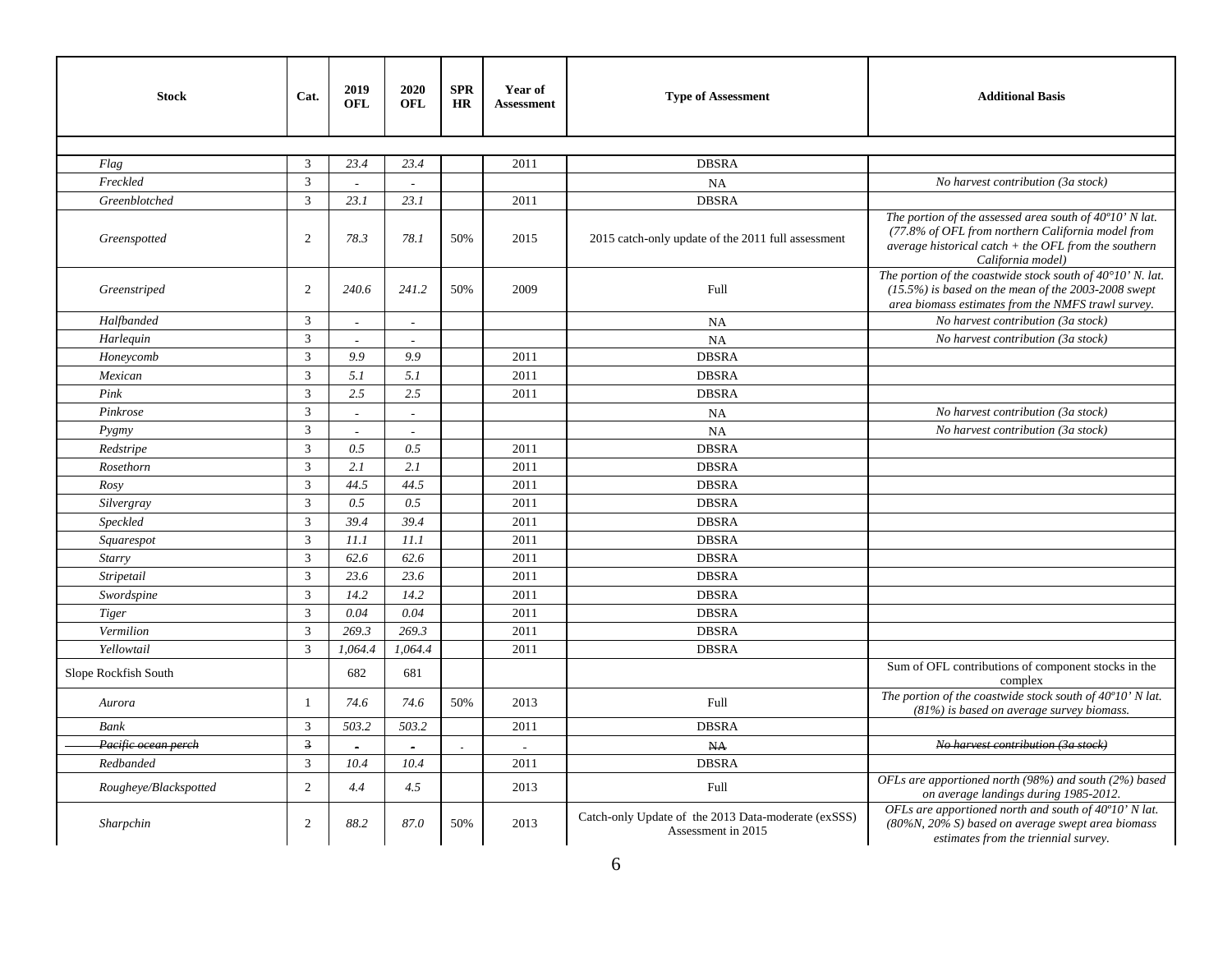| Stock | Cat. | 2019 OFL | 2020 OFL | SPR HR | Year of Assessment | Type of Assessment | Additional Basis |
|---|---|---|---|---|---|---|---|
| | | | | | | | |
| *Flag* | 3 | *23.4* | *23.4* | | 2011 | DBSRA | |
| *Freckled* | 3 | - | - | | | NA | *No harvest contribution (3a stock)* |
| *Greenblotched* | 3 | *23.1* | *23.1* | | 2011 | DBSRA | |
| *Greenspotted* | 2 | *78.3* | *78.1* | 50% | 2015 | 2015 catch-only update of the 2011 full assessment | *The portion of the assessed area south of 40º10' N lat. (77.8% of OFL from northern California model from average historical catch + the OFL from the southern California model)* |
| *Greenstriped* | 2 | *240.6* | *241.2* | 50% | 2009 | Full | *The portion of the coastwide stock south of 40°10' N. lat. (15.5%) is based on the mean of the 2003-2008 swept area biomass estimates from the NMFS trawl survey.* |
| *Halfbanded* | 3 | - | - | | | NA | *No harvest contribution (3a stock)* |
| *Harlequin* | 3 | - | - | | | NA | *No harvest contribution (3a stock)* |
| *Honeycomb* | 3 | *9.9* | *9.9* | | 2011 | DBSRA | |
| *Mexican* | 3 | *5.1* | *5.1* | | 2011 | DBSRA | |
| *Pink* | 3 | *2.5* | *2.5* | | 2011 | DBSRA | |
| *Pinkrose* | 3 | - | - | | | NA | *No harvest contribution (3a stock)* |
| *Pygmy* | 3 | - | - | | | NA | *No harvest contribution (3a stock)* |
| *Redstripe* | 3 | *0.5* | *0.5* | | 2011 | DBSRA | |
| *Rosethorn* | 3 | *2.1* | *2.1* | | 2011 | DBSRA | |
| *Rosy* | 3 | *44.5* | *44.5* | | 2011 | DBSRA | |
| *Silvergray* | 3 | *0.5* | *0.5* | | 2011 | DBSRA | |
| *Speckled* | 3 | *39.4* | *39.4* | | 2011 | DBSRA | |
| *Squarespot* | 3 | *11.1* | *11.1* | | 2011 | DBSRA | |
| *Starry* | 3 | *62.6* | *62.6* | | 2011 | DBSRA | |
| *Stripetail* | 3 | *23.6* | *23.6* | | 2011 | DBSRA | |
| *Swordspine* | 3 | *14.2* | *14.2* | | 2011 | DBSRA | |
| *Tiger* | 3 | *0.04* | *0.04* | | 2011 | DBSRA | |
| *Vermilion* | 3 | *269.3* | *269.3* | | 2011 | DBSRA | |
| *Yellowtail* | 3 | *1,064.4* | *1,064.4* | | 2011 | DBSRA | |
| Slope Rockfish South | | 682 | 681 | | | | Sum of OFL contributions of component stocks in the complex |
| *Aurora* | 1 | *74.6* | *74.6* | 50% | 2013 | Full | *The portion of the coastwide stock south of 40º10' N lat. (81%) is based on average survey biomass.* |
| *Bank* | 3 | *503.2* | *503.2* | | 2011 | DBSRA | |
| ~~*Pacific ocean perch*~~ | ~~3~~ | ~~-~~ | ~~-~~ | - | - | ~~NA~~ | ~~*No harvest contribution (3a stock)*~~ |
| *Redbanded* | 3 | *10.4* | *10.4* | | 2011 | DBSRA | |
| *Rougheye/Blackspotted* | 2 | *4.4* | *4.5* | | 2013 | Full | *OFLs are apportioned north (98%) and south (2%) based on average landings during 1985-2012.* |
| *Sharpchin* | 2 | *88.2* | *87.0* | 50% | 2013 | Catch-only Update of the 2013 Data-moderate (exSSS) Assessment in 2015 | *OFLs are apportioned north and south of 40º10' N lat. (80%N, 20% S) based on average swept area biomass estimates from the triennial survey.* |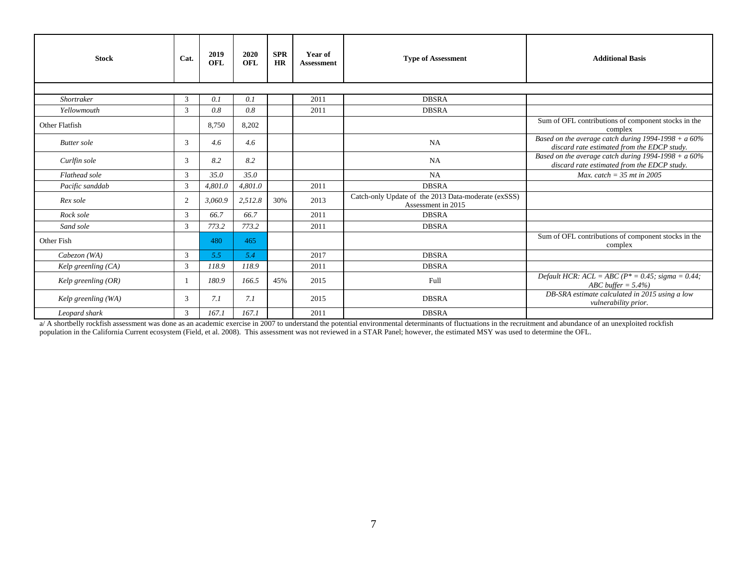| Stock | Cat. | 2019 OFL | 2020 OFL | SPR HR | Year of Assessment | Type of Assessment | Additional Basis |
|---|---|---|---|---|---|---|---|
| | | | | | | | |
| *Shortraker* | 3 | *0.1* | *0.1* | | 2011 | DBSRA | |
| *Yellowmouth* | 3 | *0.8* | *0.8* | | 2011 | DBSRA | |
| Other Flatfish | | 8,750 | 8,202 | | | | Sum of OFL contributions of component stocks in the complex |
| *Butter sole* | 3 | *4.6* | *4.6* | | | NA | *Based on the average catch during 1994-1998 + a 60% discard rate estimated from the EDCP study.* |
| *Curlfin sole* | 3 | *8.2* | *8.2* | | | NA | *Based on the average catch during 1994-1998 + a 60% discard rate estimated from the EDCP study.* |
| *Flathead sole* | 3 | *35.0* | *35.0* | | | NA | *Max. catch = 35 mt in 2005* |
| *Pacific sanddab* | 3 | *4,801.0* | *4,801.0* | | 2011 | DBSRA | |
| *Rex sole* | 2 | *3,060.9* | *2,512.8* | 30% | 2013 | Catch-only Update of the 2013 Data-moderate (exSSS) Assessment in 2015 | |
| *Rock sole* | 3 | *66.7* | *66.7* | | 2011 | DBSRA | |
| *Sand sole* | 3 | *773.2* | *773.2* | | 2011 | DBSRA | |
| Other Fish | | 480 | 465 | | | | Sum of OFL contributions of component stocks in the complex |
| *Cabezon (WA)* | 3 | *5.5* | *5.4* | | 2017 | DBSRA | |
| *Kelp greenling (CA)* | 3 | *118.9* | *118.9* | | 2011 | DBSRA | |
| *Kelp greenling (OR)* | 1 | *180.9* | *166.5* | 45% | 2015 | Full | *Default HCR: ACL = ABC (P* = 0.45; sigma = 0.44; ABC buffer = 5.4%)* |
| *Kelp greenling (WA)* | 3 | *7.1* | *7.1* | | 2015 | DBSRA | *DB-SRA estimate calculated in 2015 using a low vulnerability prior.* |
| *Leopard shark* | 3 | *167.1* | *167.1* | | 2011 | DBSRA | |

a/ A shortbelly rockfish assessment was done as an academic exercise in 2007 to understand the potential environmental determinants of fluctuations in the recruitment and abundance of an unexploited rockfish population in the California Current ecosystem (Field, et al. 2008). This assessment was not reviewed in a STAR Panel; however, the estimated MSY was used to determine the OFL.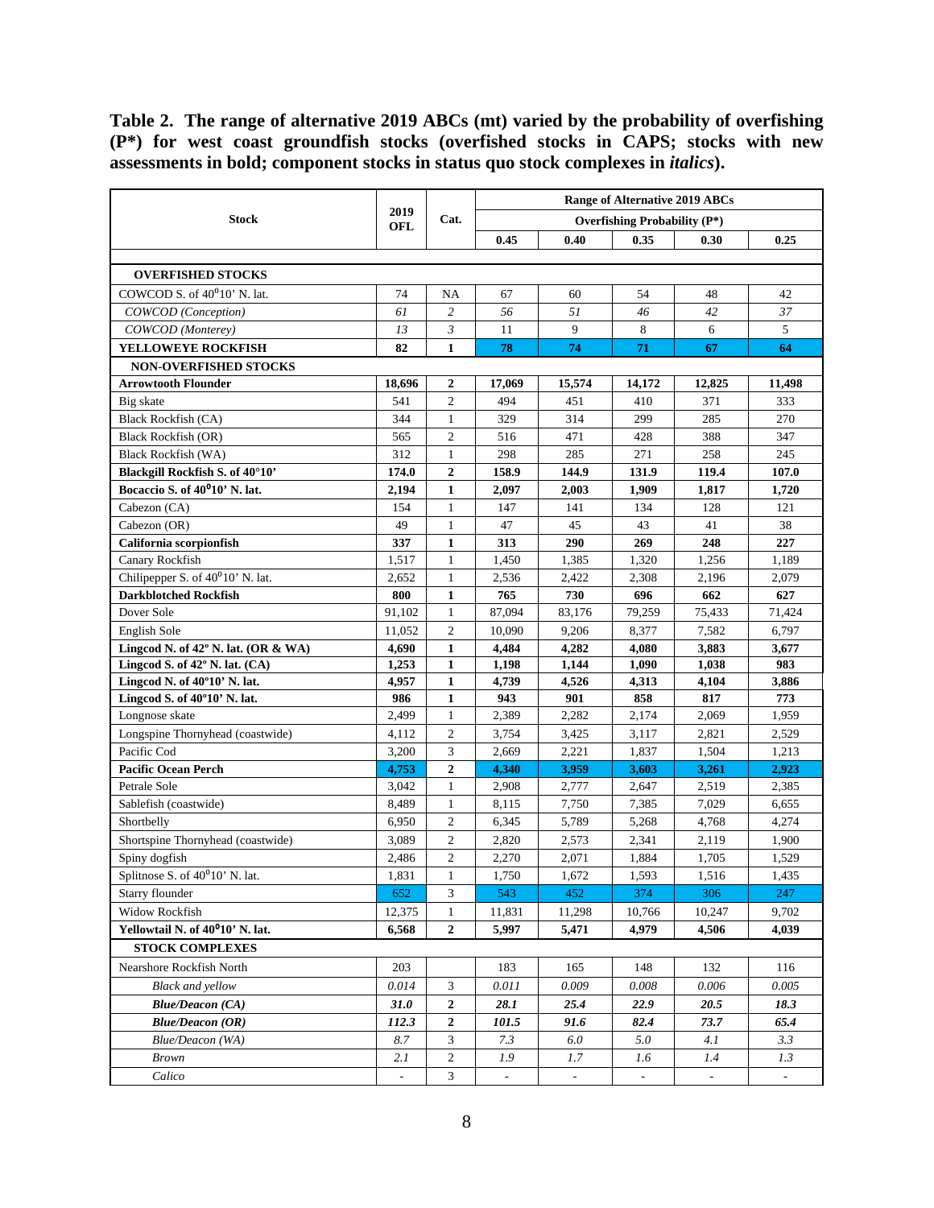**Table 2. The range of alternative 2019 ABCs (mt) varied by the probability of overfishing (P\*) for west coast groundfish stocks (overfished stocks in CAPS; stocks with new assessments in bold; component stocks in status quo stock complexes in *italics*).**

| Stock | 2019 OFL | Cat. | Range of Alternative 2019 ABCs | | | | |
|---|---|---|---|---|---|---|---|
| | | | Overfishing Probability (P*) | | | | |
| | | | 0.45 | 0.40 | 0.35 | 0.30 | 0.25 |
| **OVERFISHED STOCKS** | | | | | | | |
| COWCOD S. of 40°10' N. lat. | 74 | NA | 67 | 60 | 54 | 48 | 42 |
| *COWCOD (Conception)* | *61* | *2* | *56* | *51* | *46* | *42* | *37* |
| *COWCOD (Monterey)* | *13* | *3* | 11 | 9 | 8 | 6 | 5 |
| **YELLOWEYE ROCKFISH** | **82** | **1** | **78** | **74** | **71** | **67** | **64** |
| **NON-OVERFISHED STOCKS** | | | | | | | |
| **Arrowtooth Flounder** | **18,696** | **2** | **17,069** | **15,574** | **14,172** | **12,825** | **11,498** |
| Big skate | 541 | 2 | 494 | 451 | 410 | 371 | 333 |
| Black Rockfish (CA) | 344 | 1 | 329 | 314 | 299 | 285 | 270 |
| Black Rockfish (OR) | 565 | 2 | 516 | 471 | 428 | 388 | 347 |
| Black Rockfish (WA) | 312 | 1 | 298 | 285 | 271 | 258 | 245 |
| **Blackgill Rockfish S. of 40°10'** | **174.0** | **2** | **158.9** | **144.9** | **131.9** | **119.4** | **107.0** |
| **Bocaccio S. of 40°10' N. lat.** | **2,194** | **1** | **2,097** | **2,003** | **1,909** | **1,817** | **1,720** |
| Cabezon (CA) | 154 | 1 | 147 | 141 | 134 | 128 | 121 |
| Cabezon (OR) | 49 | 1 | 47 | 45 | 43 | 41 | 38 |
| **California scorpionfish** | **337** | **1** | **313** | **290** | **269** | **248** | **227** |
| Canary Rockfish | 1,517 | 1 | 1,450 | 1,385 | 1,320 | 1,256 | 1,189 |
| Chilipepper S. of 40°10' N. lat. | 2,652 | 1 | 2,536 | 2,422 | 2,308 | 2,196 | 2,079 |
| **Darkblotched Rockfish** | **800** | **1** | **765** | **730** | **696** | **662** | **627** |
| Dover Sole | 91,102 | 1 | 87,094 | 83,176 | 79,259 | 75,433 | 71,424 |
| English Sole | 11,052 | 2 | 10,090 | 9,206 | 8,377 | 7,582 | 6,797 |
| **Lingcod N. of 42° N. lat. (OR & WA)** | **4,690** | **1** | **4,484** | **4,282** | **4,080** | **3,883** | **3,677** |
| **Lingcod S. of 42° N. lat. (CA)** | **1,253** | **1** | **1,198** | **1,144** | **1,090** | **1,038** | **983** |
| **Lingcod N. of 40°10' N. lat.** | **4,957** | **1** | **4,739** | **4,526** | **4,313** | **4,104** | **3,886** |
| **Lingcod S. of 40°10' N. lat.** | **986** | **1** | **943** | **901** | **858** | **817** | **773** |
| Longnose skate | 2,499 | 1 | 2,389 | 2,282 | 2,174 | 2,069 | 1,959 |
| Longspine Thornyhead (coastwide) | 4,112 | 2 | 3,754 | 3,425 | 3,117 | 2,821 | 2,529 |
| Pacific Cod | 3,200 | 3 | 2,669 | 2,221 | 1,837 | 1,504 | 1,213 |
| **Pacific Ocean Perch** | **4,753** | **2** | **4,340** | **3,959** | **3,603** | **3,261** | **2,923** |
| Petrale Sole | 3,042 | 1 | 2,908 | 2,777 | 2,647 | 2,519 | 2,385 |
| Sablefish (coastwide) | 8,489 | 1 | 8,115 | 7,750 | 7,385 | 7,029 | 6,655 |
| Shortbelly | 6,950 | 2 | 6,345 | 5,789 | 5,268 | 4,768 | 4,274 |
| Shortspine Thornyhead (coastwide) | 3,089 | 2 | 2,820 | 2,573 | 2,341 | 2,119 | 1,900 |
| Spiny dogfish | 2,486 | 2 | 2,270 | 2,071 | 1,884 | 1,705 | 1,529 |
| Splitnose S. of 40°10' N. lat. | 1,831 | 1 | 1,750 | 1,672 | 1,593 | 1,516 | 1,435 |
| Starry flounder | 652 | 3 | 543 | 452 | 374 | 306 | 247 |
| Widow Rockfish | 12,375 | 1 | 11,831 | 11,298 | 10,766 | 10,247 | 9,702 |
| **Yellowtail N. of 40°10' N. lat.** | **6,568** | **2** | **5,997** | **5,471** | **4,979** | **4,506** | **4,039** |
| **STOCK COMPLEXES** | | | | | | | |
| Nearshore Rockfish North | 203 | | 183 | 165 | 148 | 132 | 116 |
| *Black and yellow* | *0.014* | 3 | *0.011* | *0.009* | *0.008* | *0.006* | *0.005* |
| ***Blue/Deacon (CA)*** | ***31.0*** | **2** | ***28.1*** | ***25.4*** | ***22.9*** | ***20.5*** | ***18.3*** |
| ***Blue/Deacon (OR)*** | ***112.3*** | **2** | ***101.5*** | ***91.6*** | ***82.4*** | ***73.7*** | ***65.4*** |
| *Blue/Deacon (WA)* | *8.7* | 3 | *7.3* | *6.0* | *5.0* | *4.1* | *3.3* |
| *Brown* | *2.1* | 2 | *1.9* | *1.7* | *1.6* | *1.4* | *1.3* |
| *Calico* | - | 3 | - | - | - | - | - |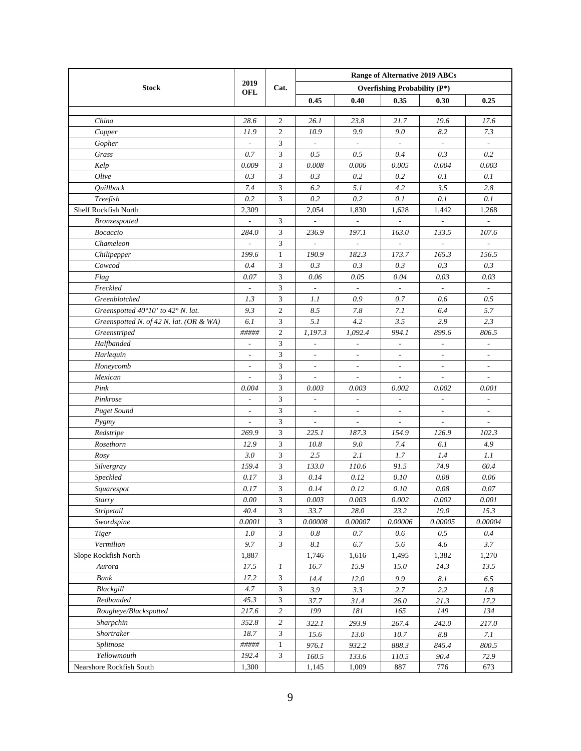| Stock | 2019 OFL | Cat. | Range of Alternative 2019 ABCs | | | | |
|---|---|---|---|---|---|---|---|
| | | | Overfishing Probability (P*) | | | | |
| | | | 0.45 | 0.40 | 0.35 | 0.30 | 0.25 |
| *China* | *28.6* | 2 | *26.1* | *23.8* | *21.7* | *19.6* | *17.6* |
| *Copper* | *11.9* | 2 | *10.9* | *9.9* | *9.0* | *8.2* | *7.3* |
| *Gopher* | - | 3 | - | - | - | - | - |
| *Grass* | *0.7* | 3 | *0.5* | *0.5* | *0.4* | *0.3* | *0.2* |
| *Kelp* | *0.009* | 3 | *0.008* | *0.006* | *0.005* | *0.004* | *0.003* |
| *Olive* | *0.3* | 3 | *0.3* | *0.2* | *0.2* | *0.1* | *0.1* |
| *Quillback* | *7.4* | 3 | *6.2* | *5.1* | *4.2* | *3.5* | *2.8* |
| *Treefish* | *0.2* | 3 | *0.2* | *0.2* | *0.1* | *0.1* | *0.1* |
| Shelf Rockfish North | 2,309 | | 2,054 | 1,830 | 1,628 | 1,442 | 1,268 |
| *Bronzespotted* | - | 3 | - | - | - | - | - |
| *Bocaccio* | *284.0* | 3 | *236.9* | *197.1* | *163.0* | *133.5* | *107.6* |
| *Chameleon* | - | 3 | - | - | - | - | - |
| *Chilipepper* | *199.6* | 1 | *190.9* | *182.3* | *173.7* | *165.3* | *156.5* |
| *Cowcod* | *0.4* | 3 | *0.3* | *0.3* | *0.3* | *0.3* | *0.3* |
| *Flag* | *0.07* | 3 | *0.06* | *0.05* | *0.04* | *0.03* | *0.03* |
| *Freckled* | - | 3 | - | - | - | - | - |
| *Greenblotched* | *1.3* | 3 | *1.1* | *0.9* | *0.7* | *0.6* | *0.5* |
| *Greenspotted 40°10' to 42° N. lat.* | *9.3* | 2 | *8.5* | *7.8* | *7.1* | *6.4* | *5.7* |
| *Greenspotted N. of 42 N. lat. (OR & WA)* | *6.1* | 3 | *5.1* | *4.2* | *3.5* | *2.9* | *2.3* |
| *Greenstriped* | *#####* | 2 | *1,197.3* | *1,092.4* | *994.1* | *899.6* | *806.5* |
| *Halfbanded* | - | 3 | - | - | - | - | - |
| *Harlequin* | - | 3 | - | - | - | - | - |
| *Honeycomb* | - | 3 | - | - | - | - | - |
| *Mexican* | - | 3 | - | - | - | - | - |
| *Pink* | *0.004* | 3 | *0.003* | *0.003* | *0.002* | *0.002* | *0.001* |
| *Pinkrose* | - | 3 | - | - | - | - | - |
| *Puget Sound* | - | 3 | - | - | - | - | - |
| *Pygmy* | - | 3 | - | - | - | - | - |
| *Redstripe* | *269.9* | 3 | *225.1* | *187.3* | *154.9* | *126.9* | *102.3* |
| *Rosethorn* | *12.9* | 3 | *10.8* | *9.0* | *7.4* | *6.1* | *4.9* |
| *Rosy* | *3.0* | 3 | *2.5* | *2.1* | *1.7* | *1.4* | *1.1* |
| *Silvergray* | *159.4* | 3 | *133.0* | *110.6* | *91.5* | *74.9* | *60.4* |
| *Speckled* | *0.17* | 3 | *0.14* | *0.12* | *0.10* | *0.08* | *0.06* |
| *Squarespot* | *0.17* | 3 | *0.14* | *0.12* | *0.10* | *0.08* | *0.07* |
| *Starry* | *0.00* | 3 | *0.003* | *0.003* | *0.002* | *0.002* | *0.001* |
| *Stripetail* | *40.4* | 3 | *33.7* | *28.0* | *23.2* | *19.0* | *15.3* |
| *Swordspine* | *0.0001* | 3 | *0.00008* | *0.00007* | *0.00006* | *0.00005* | *0.00004* |
| *Tiger* | *1.0* | 3 | *0.8* | *0.7* | *0.6* | *0.5* | *0.4* |
| *Vermilion* | *9.7* | 3 | *8.1* | *6.7* | *5.6* | *4.6* | *3.7* |
| Slope Rockfish North | 1,887 | | 1,746 | 1,616 | 1,495 | 1,382 | 1,270 |
| *Aurora* | *17.5* | *1* | *16.7* | *15.9* | *15.0* | *14.3* | *13.5* |
| *Bank* | *17.2* | 3 | *14.4* | *12.0* | *9.9* | *8.1* | *6.5* |
| *Blackgill* | *4.7* | 3 | *3.9* | *3.3* | *2.7* | *2.2* | *1.8* |
| *Redbanded* | *45.3* | 3 | *37.7* | *31.4* | *26.0* | *21.3* | *17.2* |
| *Rougheye/Blackspotted* | *217.6* | *2* | *199* | *181* | *165* | *149* | *134* |
| *Sharpchin* | *352.8* | *2* | *322.1* | *293.9* | *267.4* | *242.0* | *217.0* |
| *Shortraker* | *18.7* | 3 | *15.6* | *13.0* | *10.7* | *8.8* | *7.1* |
| *Splitnose* | *#####* | 1 | *976.1* | *932.2* | *888.3* | *845.4* | *800.5* |
| *Yellowmouth* | *192.4* | 3 | *160.5* | *133.6* | *110.5* | *90.4* | *72.9* |
| Nearshore Rockfish South | 1,300 | | 1,145 | 1,009 | 887 | 776 | 673 |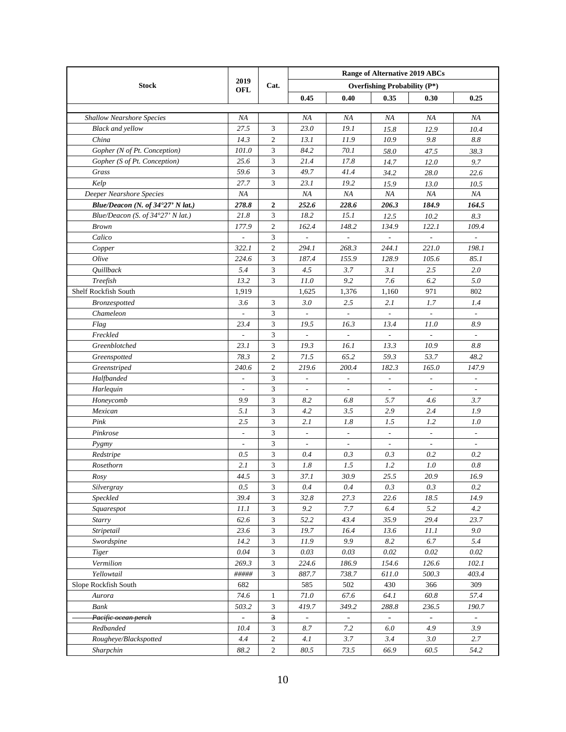| Stock | 2019 OFL | Cat. | Range of Alternative 2019 ABCs | | | | |
|---|---|---|---|---|---|---|---|
| | | | Overfishing Probability (P*) | | | | |
| | | | 0.45 | 0.40 | 0.35 | 0.30 | 0.25 |
| *Shallow Nearshore Species* | *NA* | | *NA* | *NA* | *NA* | *NA* | *NA* |
| *Black and yellow* | *27.5* | 3 | *23.0* | *19.1* | *15.8* | *12.9* | *10.4* |
| *China* | *14.3* | 2 | *13.1* | *11.9* | *10.9* | *9.8* | *8.8* |
| *Gopher (N of Pt. Conception)* | *101.0* | 3 | *84.2* | *70.1* | *58.0* | *47.5* | *38.3* |
| *Gopher (S of Pt. Conception)* | *25.6* | 3 | *21.4* | *17.8* | *14.7* | *12.0* | *9.7* |
| *Grass* | *59.6* | 3 | *49.7* | *41.4* | *34.2* | *28.0* | *22.6* |
| *Kelp* | *27.7* | 3 | *23.1* | *19.2* | *15.9* | *13.0* | *10.5* |
| *Deeper Nearshore Species* | *NA* | | *NA* | *NA* | *NA* | *NA* | *NA* |
| ***Blue/Deacon (N. of 34°27' N lat.)*** | ***278.8*** | **2** | ***252.6*** | ***228.6*** | ***206.3*** | ***184.9*** | ***164.5*** |
| *Blue/Deacon (S. of 34°27' N lat.)* | *21.8* | 3 | *18.2* | *15.1* | *12.5* | *10.2* | *8.3* |
| *Brown* | *177.9* | 2 | *162.4* | *148.2* | *134.9* | *122.1* | *109.4* |
| *Calico* | - | 3 | - | - | - | - | - |
| *Copper* | *322.1* | 2 | *294.1* | *268.3* | *244.1* | *221.0* | *198.1* |
| *Olive* | *224.6* | 3 | *187.4* | *155.9* | *128.9* | *105.6* | *85.1* |
| *Quillback* | *5.4* | 3 | *4.5* | *3.7* | *3.1* | *2.5* | *2.0* |
| *Treefish* | *13.2* | 3 | *11.0* | *9.2* | *7.6* | *6.2* | *5.0* |
| Shelf Rockfish South | 1,919 | | 1,625 | 1,376 | 1,160 | 971 | 802 |
| *Bronzespotted* | *3.6* | 3 | *3.0* | *2.5* | *2.1* | *1.7* | *1.4* |
| *Chameleon* | - | 3 | - | - | - | - | - |
| *Flag* | *23.4* | 3 | *19.5* | *16.3* | *13.4* | *11.0* | *8.9* |
| *Freckled* | - | 3 | - | - | - | - | - |
| *Greenblotched* | *23.1* | 3 | *19.3* | *16.1* | *13.3* | *10.9* | *8.8* |
| *Greenspotted* | *78.3* | 2 | *71.5* | *65.2* | *59.3* | *53.7* | *48.2* |
| *Greenstriped* | *240.6* | 2 | *219.6* | *200.4* | *182.3* | *165.0* | *147.9* |
| *Halfbanded* | - | 3 | - | - | - | - | - |
| *Harlequin* | - | 3 | - | - | - | - | - |
| *Honeycomb* | *9.9* | 3 | *8.2* | *6.8* | *5.7* | *4.6* | *3.7* |
| *Mexican* | *5.1* | 3 | *4.2* | *3.5* | *2.9* | *2.4* | *1.9* |
| *Pink* | *2.5* | 3 | *2.1* | *1.8* | *1.5* | *1.2* | *1.0* |
| *Pinkrose* | - | 3 | - | - | - | - | - |
| *Pygmy* | - | 3 | - | - | - | - | - |
| *Redstripe* | *0.5* | 3 | *0.4* | *0.3* | *0.3* | *0.2* | *0.2* |
| *Rosethorn* | *2.1* | 3 | *1.8* | *1.5* | *1.2* | *1.0* | *0.8* |
| *Rosy* | *44.5* | 3 | *37.1* | *30.9* | *25.5* | *20.9* | *16.9* |
| *Silvergray* | *0.5* | 3 | *0.4* | *0.4* | *0.3* | *0.3* | *0.2* |
| *Speckled* | *39.4* | 3 | *32.8* | *27.3* | *22.6* | *18.5* | *14.9* |
| *Squarespot* | *11.1* | 3 | *9.2* | *7.7* | *6.4* | *5.2* | *4.2* |
| *Starry* | *62.6* | 3 | *52.2* | *43.4* | *35.9* | *29.4* | *23.7* |
| *Stripetail* | *23.6* | 3 | *19.7* | *16.4* | *13.6* | *11.1* | *9.0* |
| *Swordspine* | *14.2* | 3 | *11.9* | *9.9* | *8.2* | *6.7* | *5.4* |
| *Tiger* | *0.04* | 3 | *0.03* | *0.03* | *0.02* | *0.02* | *0.02* |
| *Vermilion* | *269.3* | 3 | *224.6* | *186.9* | *154.6* | *126.6* | *102.1* |
| *Yellowtail* | *#####* | 3 | *887.7* | *738.7* | *611.0* | *500.3* | *403.4* |
| Slope Rockfish South | 682 | | 585 | 502 | 430 | 366 | 309 |
| *Aurora* | *74.6* | 1 | *71.0* | *67.6* | *64.1* | *60.8* | *57.4* |
| *Bank* | *503.2* | 3 | *419.7* | *349.2* | *288.8* | *236.5* | *190.7* |
| ~~*Pacific ocean perch*~~ | ~~-~~ | ~~3~~ | ~~-~~ | ~~-~~ | ~~-~~ | ~~-~~ | ~~-~~ |
| *Redbanded* | *10.4* | 3 | *8.7* | *7.2* | *6.0* | *4.9* | *3.9* |
| *Rougheye/Blackspotted* | *4.4* | 2 | *4.1* | *3.7* | *3.4* | *3.0* | *2.7* |
| *Sharpchin* | *88.2* | 2 | *80.5* | *73.5* | *66.9* | *60.5* | *54.2* |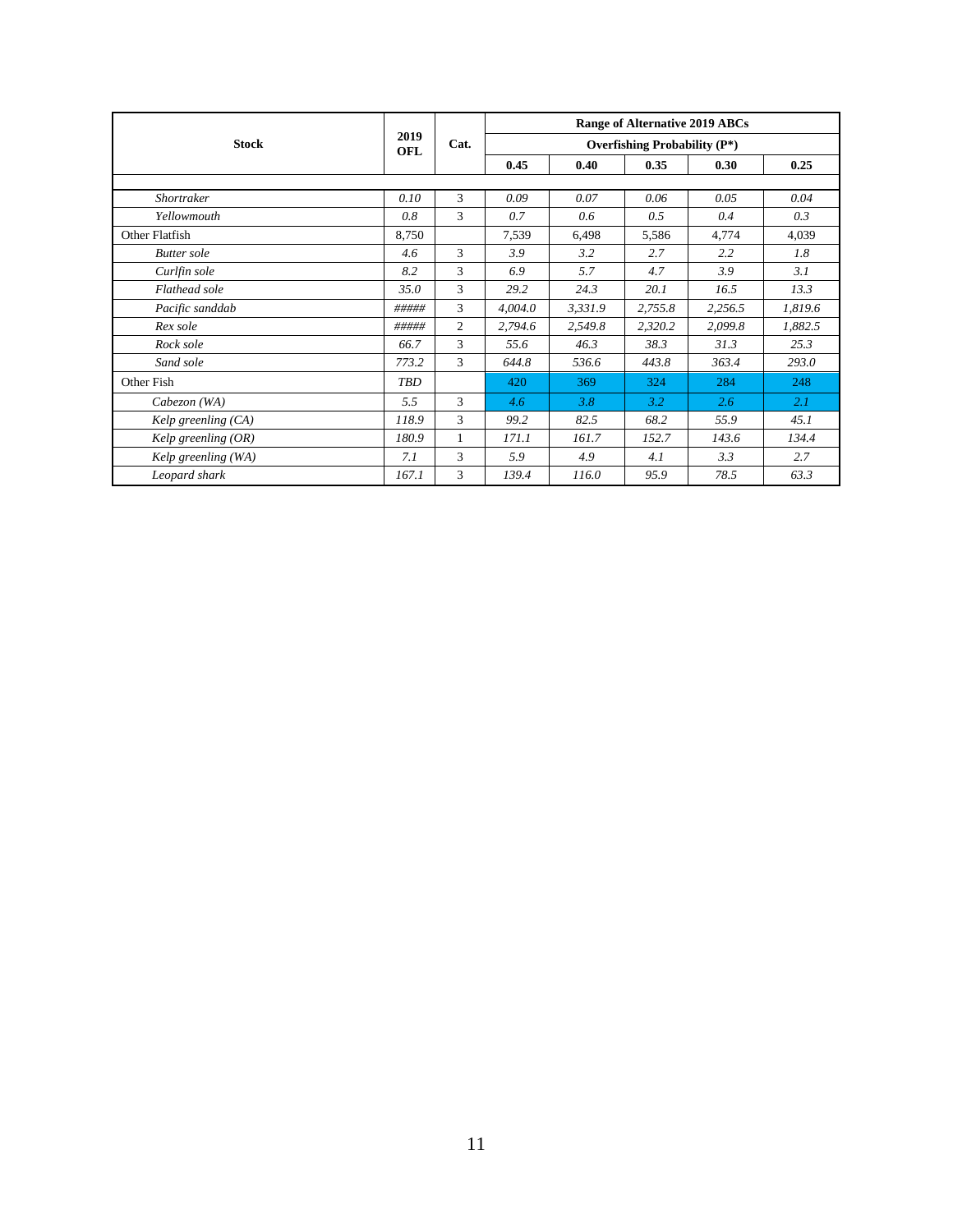| Stock | 2019 OFL | Cat. | Range of Alternative 2019 ABCs | | | | |
|---|---|---|---|---|---|---|---|
| | | | Overfishing Probability (P*) | | | | |
| | | | 0.45 | 0.40 | 0.35 | 0.30 | 0.25 |
| | | | | | | | |
| *Shortraker* | *0.10* | 3 | *0.09* | *0.07* | *0.06* | *0.05* | *0.04* |
| *Yellowmouth* | *0.8* | 3 | *0.7* | *0.6* | *0.5* | *0.4* | *0.3* |
| Other Flatfish | 8,750 | | 7,539 | 6,498 | 5,586 | 4,774 | 4,039 |
| *Butter sole* | *4.6* | 3 | *3.9* | *3.2* | *2.7* | *2.2* | *1.8* |
| *Curlfin sole* | *8.2* | 3 | *6.9* | *5.7* | *4.7* | *3.9* | *3.1* |
| *Flathead sole* | *35.0* | 3 | *29.2* | *24.3* | *20.1* | *16.5* | *13.3* |
| *Pacific sanddab* | *#####* | 3 | *4,004.0* | *3,331.9* | *2,755.8* | *2,256.5* | *1,819.6* |
| *Rex sole* | *#####* | 2 | *2,794.6* | *2,549.8* | *2,320.2* | *2,099.8* | *1,882.5* |
| *Rock sole* | *66.7* | 3 | *55.6* | *46.3* | *38.3* | *31.3* | *25.3* |
| *Sand sole* | *773.2* | 3 | *644.8* | *536.6* | *443.8* | *363.4* | *293.0* |
| Other Fish | *TBD* | | 420 | 369 | 324 | 284 | 248 |
| *Cabezon (WA)* | *5.5* | 3 | *4.6* | *3.8* | *3.2* | *2.6* | *2.1* |
| *Kelp greenling (CA)* | *118.9* | 3 | *99.2* | *82.5* | *68.2* | *55.9* | *45.1* |
| *Kelp greenling (OR)* | *180.9* | 1 | *171.1* | *161.7* | *152.7* | *143.6* | *134.4* |
| *Kelp greenling (WA)* | *7.1* | 3 | *5.9* | *4.9* | *4.1* | *3.3* | *2.7* |
| *Leopard shark* | *167.1* | 3 | *139.4* | *116.0* | *95.9* | *78.5* | *63.3* |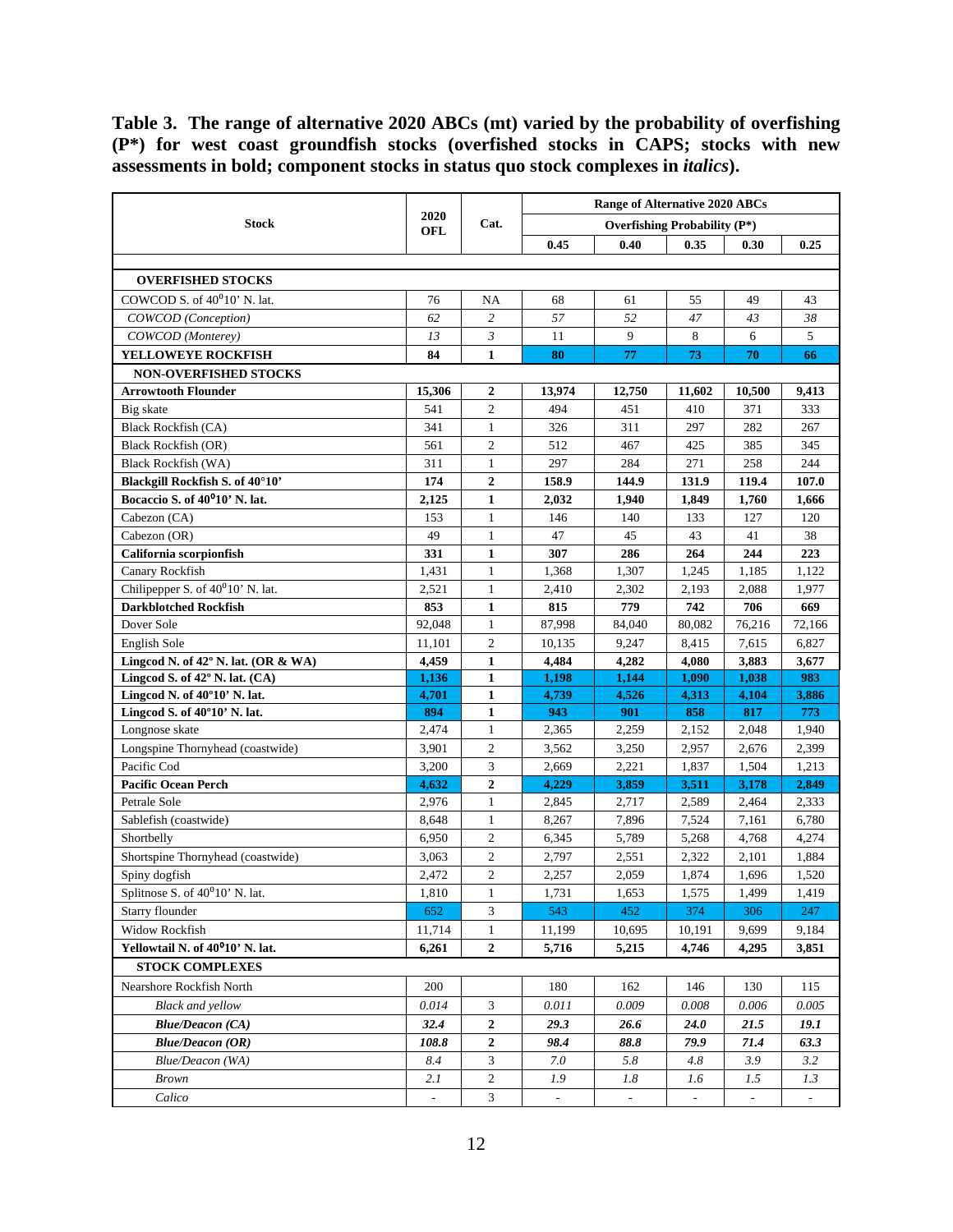**Table 3. The range of alternative 2020 ABCs (mt) varied by the probability of overfishing (P*) for west coast groundfish stocks (overfished stocks in CAPS; stocks with new assessments in bold; component stocks in status quo stock complexes in *italics*).**

| Stock | 2020 OFL | Cat. | Range of Alternative 2020 ABCs | | | | |
|---|---|---|---|---|---|---|---|
| | | | Overfishing Probability (P*) | | | | |
| | | | 0.45 | 0.40 | 0.35 | 0.30 | 0.25 |
| **OVERFISHED STOCKS** | | | | | | | |
| COWCOD S. of 40°10' N. lat. | 76 | NA | 68 | 61 | 55 | 49 | 43 |
| *COWCOD (Conception)* | *62* | *2* | *57* | *52* | *47* | *43* | *38* |
| *COWCOD (Monterey)* | *13* | *3* | 11 | 9 | 8 | 6 | 5 |
| **YELLOWEYE ROCKFISH** | **84** | **1** | **80** | **77** | **73** | **70** | **66** |
| **NON-OVERFISHED STOCKS** | | | | | | | |
| **Arrowtooth Flounder** | **15,306** | **2** | **13,974** | **12,750** | **11,602** | **10,500** | **9,413** |
| Big skate | 541 | 2 | 494 | 451 | 410 | 371 | 333 |
| Black Rockfish (CA) | 341 | 1 | 326 | 311 | 297 | 282 | 267 |
| Black Rockfish (OR) | 561 | 2 | 512 | 467 | 425 | 385 | 345 |
| Black Rockfish (WA) | 311 | 1 | 297 | 284 | 271 | 258 | 244 |
| **Blackgill Rockfish S. of 40°10'** | **174** | **2** | **158.9** | **144.9** | **131.9** | **119.4** | **107.0** |
| **Bocaccio S. of 40°10' N. lat.** | **2,125** | **1** | **2,032** | **1,940** | **1,849** | **1,760** | **1,666** |
| Cabezon (CA) | 153 | 1 | 146 | 140 | 133 | 127 | 120 |
| Cabezon (OR) | 49 | 1 | 47 | 45 | 43 | 41 | 38 |
| **California scorpionfish** | **331** | **1** | **307** | **286** | **264** | **244** | **223** |
| Canary Rockfish | 1,431 | 1 | 1,368 | 1,307 | 1,245 | 1,185 | 1,122 |
| Chilipepper S. of 40°10' N. lat. | 2,521 | 1 | 2,410 | 2,302 | 2,193 | 2,088 | 1,977 |
| **Darkblotched Rockfish** | **853** | **1** | **815** | **779** | **742** | **706** | **669** |
| Dover Sole | 92,048 | 1 | 87,998 | 84,040 | 80,082 | 76,216 | 72,166 |
| English Sole | 11,101 | 2 | 10,135 | 9,247 | 8,415 | 7,615 | 6,827 |
| **Lingcod N. of 42° N. lat. (OR & WA)** | **4,459** | **1** | **4,484** | **4,282** | **4,080** | **3,883** | **3,677** |
| **Lingcod S. of 42° N. lat. (CA)** | **1,136** | **1** | **1,198** | **1,144** | **1,090** | **1,038** | **983** |
| **Lingcod N. of 40°10' N. lat.** | **4,701** | **1** | **4,739** | **4,526** | **4,313** | **4,104** | **3,886** |
| **Lingcod S. of 40°10' N. lat.** | **894** | **1** | **943** | **901** | **858** | **817** | **773** |
| Longnose skate | 2,474 | 1 | 2,365 | 2,259 | 2,152 | 2,048 | 1,940 |
| Longspine Thornyhead (coastwide) | 3,901 | 2 | 3,562 | 3,250 | 2,957 | 2,676 | 2,399 |
| Pacific Cod | 3,200 | 3 | 2,669 | 2,221 | 1,837 | 1,504 | 1,213 |
| **Pacific Ocean Perch** | **4,632** | **2** | **4,229** | **3,859** | **3,511** | **3,178** | **2,849** |
| Petrale Sole | 2,976 | 1 | 2,845 | 2,717 | 2,589 | 2,464 | 2,333 |
| Sablefish (coastwide) | 8,648 | 1 | 8,267 | 7,896 | 7,524 | 7,161 | 6,780 |
| Shortbelly | 6,950 | 2 | 6,345 | 5,789 | 5,268 | 4,768 | 4,274 |
| Shortspine Thornyhead (coastwide) | 3,063 | 2 | 2,797 | 2,551 | 2,322 | 2,101 | 1,884 |
| Spiny dogfish | 2,472 | 2 | 2,257 | 2,059 | 1,874 | 1,696 | 1,520 |
| Splitnose S. of 40°10' N. lat. | 1,810 | 1 | 1,731 | 1,653 | 1,575 | 1,499 | 1,419 |
| Starry flounder | 652 | 3 | 543 | 452 | 374 | 306 | 247 |
| Widow Rockfish | 11,714 | 1 | 11,199 | 10,695 | 10,191 | 9,699 | 9,184 |
| **Yellowtail N. of 40°10' N. lat.** | **6,261** | **2** | **5,716** | **5,215** | **4,746** | **4,295** | **3,851** |
| **STOCK COMPLEXES** | | | | | | | |
| Nearshore Rockfish North | 200 | | 180 | 162 | 146 | 130 | 115 |
| *Black and yellow* | *0.014* | 3 | *0.011* | *0.009* | *0.008* | *0.006* | *0.005* |
| ***Blue/Deacon (CA)*** | ***32.4*** | **2** | ***29.3*** | ***26.6*** | ***24.0*** | ***21.5*** | ***19.1*** |
| ***Blue/Deacon (OR)*** | ***108.8*** | **2** | ***98.4*** | ***88.8*** | ***79.9*** | ***71.4*** | ***63.3*** |
| *Blue/Deacon (WA)* | *8.4* | 3 | *7.0* | *5.8* | *4.8* | *3.9* | *3.2* |
| *Brown* | *2.1* | 2 | *1.9* | *1.8* | *1.6* | *1.5* | *1.3* |
| *Calico* | - | 3 | - | - | - | - | - |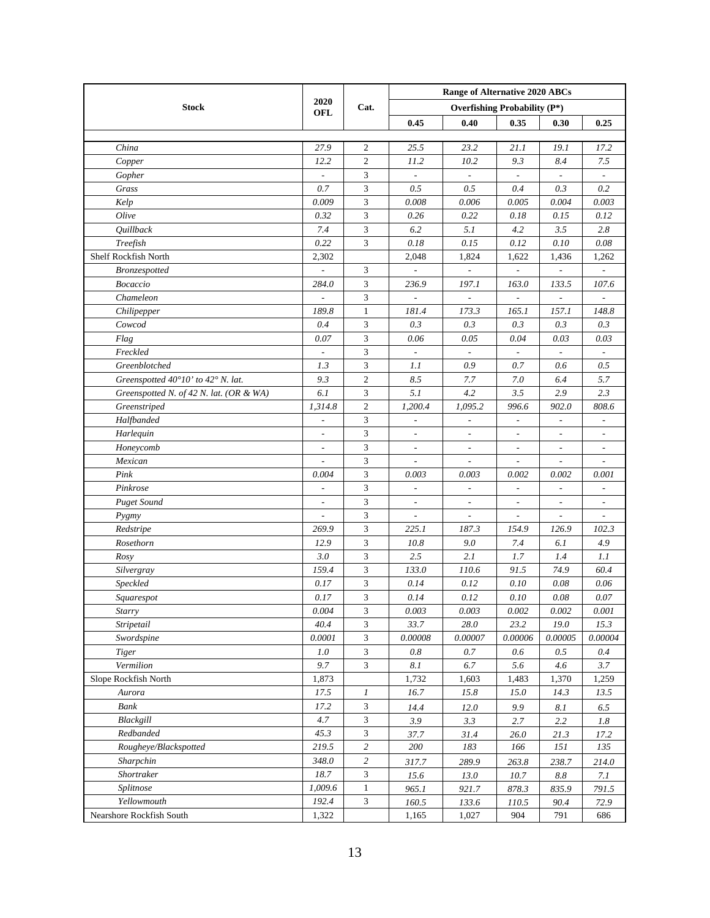| Stock | 2020 OFL | Cat. | Range of Alternative 2020 ABCs | | | | |
|---|---|---|---|---|---|---|---|
| | | | Overfishing Probability (P*) | | | | |
| | | | 0.45 | 0.40 | 0.35 | 0.30 | 0.25 |
| *China* | *27.9* | 2 | *25.5* | *23.2* | *21.1* | *19.1* | *17.2* |
| *Copper* | *12.2* | 2 | *11.2* | *10.2* | *9.3* | *8.4* | *7.5* |
| *Gopher* | - | 3 | - | - | - | - | - |
| *Grass* | *0.7* | 3 | *0.5* | *0.5* | *0.4* | *0.3* | *0.2* |
| *Kelp* | *0.009* | 3 | *0.008* | *0.006* | *0.005* | *0.004* | *0.003* |
| *Olive* | *0.32* | 3 | *0.26* | *0.22* | *0.18* | *0.15* | *0.12* |
| *Quillback* | *7.4* | 3 | *6.2* | *5.1* | *4.2* | *3.5* | *2.8* |
| *Treefish* | *0.22* | 3 | *0.18* | *0.15* | *0.12* | *0.10* | *0.08* |
| Shelf Rockfish North | 2,302 | | 2,048 | 1,824 | 1,622 | 1,436 | 1,262 |
| *Bronzespotted* | - | 3 | - | - | - | - | - |
| *Bocaccio* | *284.0* | 3 | *236.9* | *197.1* | *163.0* | *133.5* | *107.6* |
| *Chameleon* | - | 3 | - | - | - | - | - |
| *Chilipepper* | *189.8* | 1 | *181.4* | *173.3* | *165.1* | *157.1* | *148.8* |
| *Cowcod* | *0.4* | 3 | *0.3* | *0.3* | *0.3* | *0.3* | *0.3* |
| *Flag* | *0.07* | 3 | *0.06* | *0.05* | *0.04* | *0.03* | *0.03* |
| *Freckled* | - | 3 | - | - | - | - | - |
| *Greenblotched* | *1.3* | 3 | *1.1* | *0.9* | *0.7* | *0.6* | *0.5* |
| *Greenspotted 40°10' to 42° N. lat.* | *9.3* | 2 | *8.5* | *7.7* | *7.0* | *6.4* | *5.7* |
| *Greenspotted N. of 42 N. lat. (OR & WA)* | *6.1* | 3 | *5.1* | *4.2* | *3.5* | *2.9* | *2.3* |
| *Greenstriped* | *1,314.8* | 2 | *1,200.4* | *1,095.2* | *996.6* | *902.0* | *808.6* |
| *Halfbanded* | - | 3 | - | - | - | - | - |
| *Harlequin* | - | 3 | - | - | - | - | - |
| *Honeycomb* | - | 3 | - | - | - | - | - |
| *Mexican* | - | 3 | - | - | - | - | - |
| *Pink* | *0.004* | 3 | *0.003* | *0.003* | *0.002* | *0.002* | *0.001* |
| *Pinkrose* | - | 3 | - | - | - | - | - |
| *Puget Sound* | - | 3 | - | - | - | - | - |
| *Pygmy* | - | 3 | - | - | - | - | - |
| *Redstripe* | *269.9* | 3 | *225.1* | *187.3* | *154.9* | *126.9* | *102.3* |
| *Rosethorn* | *12.9* | 3 | *10.8* | *9.0* | *7.4* | *6.1* | *4.9* |
| *Rosy* | *3.0* | 3 | *2.5* | *2.1* | *1.7* | *1.4* | *1.1* |
| *Silvergray* | *159.4* | 3 | *133.0* | *110.6* | *91.5* | *74.9* | *60.4* |
| *Speckled* | *0.17* | 3 | *0.14* | *0.12* | *0.10* | *0.08* | *0.06* |
| *Squarespot* | *0.17* | 3 | *0.14* | *0.12* | *0.10* | *0.08* | *0.07* |
| *Starry* | *0.004* | 3 | *0.003* | *0.003* | *0.002* | *0.002* | *0.001* |
| *Stripetail* | *40.4* | 3 | *33.7* | *28.0* | *23.2* | *19.0* | *15.3* |
| *Swordspine* | *0.0001* | 3 | *0.00008* | *0.00007* | *0.00006* | *0.00005* | *0.00004* |
| *Tiger* | *1.0* | 3 | *0.8* | *0.7* | *0.6* | *0.5* | *0.4* |
| *Vermilion* | *9.7* | 3 | *8.1* | *6.7* | *5.6* | *4.6* | *3.7* |
| Slope Rockfish North | 1,873 | | 1,732 | 1,603 | 1,483 | 1,370 | 1,259 |
| *Aurora* | *17.5* | *1* | *16.7* | *15.8* | *15.0* | *14.3* | *13.5* |
| *Bank* | *17.2* | 3 | *14.4* | *12.0* | *9.9* | *8.1* | *6.5* |
| *Blackgill* | *4.7* | 3 | *3.9* | *3.3* | *2.7* | *2.2* | *1.8* |
| *Redbanded* | *45.3* | 3 | *37.7* | *31.4* | *26.0* | *21.3* | *17.2* |
| *Rougheye/Blackspotted* | *219.5* | *2* | *200* | *183* | *166* | *151* | *135* |
| *Sharpchin* | *348.0* | *2* | *317.7* | *289.9* | *263.8* | *238.7* | *214.0* |
| *Shortraker* | *18.7* | 3 | *15.6* | *13.0* | *10.7* | *8.8* | *7.1* |
| *Splitnose* | *1,009.6* | 1 | *965.1* | *921.7* | *878.3* | *835.9* | *791.5* |
| *Yellowmouth* | *192.4* | 3 | *160.5* | *133.6* | *110.5* | *90.4* | *72.9* |
| Nearshore Rockfish South | 1,322 | | 1,165 | 1,027 | 904 | 791 | 686 |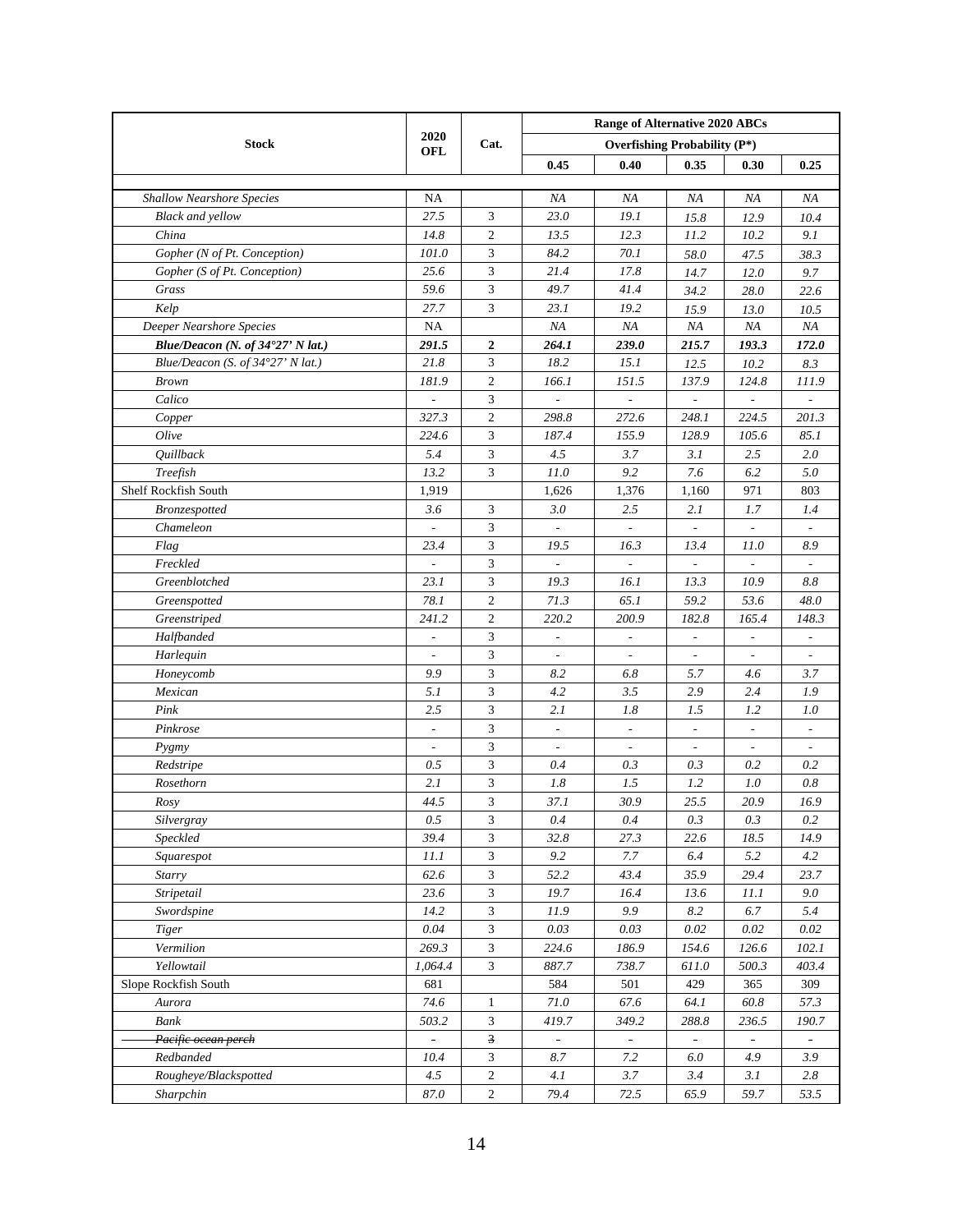| Stock | 2020 OFL | Cat. | Range of Alternative 2020 ABCs | | | | |
|---|---|---|---|---|---|---|---|
| | | | Overfishing Probability (P*) | | | | |
| | | | 0.45 | 0.40 | 0.35 | 0.30 | 0.25 |
| *Shallow Nearshore Species* | NA | | *NA* | *NA* | *NA* | *NA* | *NA* |
| *Black and yellow* | *27.5* | 3 | *23.0* | *19.1* | *15.8* | *12.9* | *10.4* |
| *China* | *14.8* | 2 | *13.5* | *12.3* | *11.2* | *10.2* | *9.1* |
| *Gopher (N of Pt. Conception)* | *101.0* | 3 | *84.2* | *70.1* | *58.0* | *47.5* | *38.3* |
| *Gopher (S of Pt. Conception)* | *25.6* | 3 | *21.4* | *17.8* | *14.7* | *12.0* | *9.7* |
| *Grass* | *59.6* | 3 | *49.7* | *41.4* | *34.2* | *28.0* | *22.6* |
| *Kelp* | *27.7* | 3 | *23.1* | *19.2* | *15.9* | *13.0* | *10.5* |
| *Deeper Nearshore Species* | NA | | *NA* | *NA* | *NA* | *NA* | *NA* |
| ***Blue/Deacon (N. of 34°27' N lat.)*** | ***291.5*** | **2** | ***264.1*** | ***239.0*** | ***215.7*** | ***193.3*** | ***172.0*** |
| *Blue/Deacon (S. of 34°27' N lat.)* | *21.8* | 3 | *18.2* | *15.1* | *12.5* | *10.2* | *8.3* |
| *Brown* | *181.9* | 2 | *166.1* | *151.5* | *137.9* | *124.8* | *111.9* |
| *Calico* | - | 3 | - | - | - | - | - |
| *Copper* | *327.3* | 2 | *298.8* | *272.6* | *248.1* | *224.5* | *201.3* |
| *Olive* | *224.6* | 3 | *187.4* | *155.9* | *128.9* | *105.6* | *85.1* |
| *Quillback* | *5.4* | 3 | *4.5* | *3.7* | *3.1* | *2.5* | *2.0* |
| *Treefish* | *13.2* | 3 | *11.0* | *9.2* | *7.6* | *6.2* | *5.0* |
| Shelf Rockfish South | 1,919 | | 1,626 | 1,376 | 1,160 | 971 | 803 |
| *Bronzespotted* | *3.6* | 3 | *3.0* | *2.5* | *2.1* | *1.7* | *1.4* |
| *Chameleon* | - | 3 | - | - | - | - | - |
| *Flag* | *23.4* | 3 | *19.5* | *16.3* | *13.4* | *11.0* | *8.9* |
| *Freckled* | - | 3 | - | - | - | - | - |
| *Greenblotched* | *23.1* | 3 | *19.3* | *16.1* | *13.3* | *10.9* | *8.8* |
| *Greenspotted* | *78.1* | 2 | *71.3* | *65.1* | *59.2* | *53.6* | *48.0* |
| *Greenstriped* | *241.2* | 2 | *220.2* | *200.9* | *182.8* | *165.4* | *148.3* |
| *Halfbanded* | - | 3 | - | - | - | - | - |
| *Harlequin* | - | 3 | - | - | - | - | - |
| *Honeycomb* | *9.9* | 3 | *8.2* | *6.8* | *5.7* | *4.6* | *3.7* |
| *Mexican* | *5.1* | 3 | *4.2* | *3.5* | *2.9* | *2.4* | *1.9* |
| *Pink* | *2.5* | 3 | *2.1* | *1.8* | *1.5* | *1.2* | *1.0* |
| *Pinkrose* | - | 3 | - | - | - | - | - |
| *Pygmy* | - | 3 | - | - | - | - | - |
| *Redstripe* | *0.5* | 3 | *0.4* | *0.3* | *0.3* | *0.2* | *0.2* |
| *Rosethorn* | *2.1* | 3 | *1.8* | *1.5* | *1.2* | *1.0* | *0.8* |
| *Rosy* | *44.5* | 3 | *37.1* | *30.9* | *25.5* | *20.9* | *16.9* |
| *Silvergray* | *0.5* | 3 | *0.4* | *0.4* | *0.3* | *0.3* | *0.2* |
| *Speckled* | *39.4* | 3 | *32.8* | *27.3* | *22.6* | *18.5* | *14.9* |
| *Squarespot* | *11.1* | 3 | *9.2* | *7.7* | *6.4* | *5.2* | *4.2* |
| *Starry* | *62.6* | 3 | *52.2* | *43.4* | *35.9* | *29.4* | *23.7* |
| *Stripetail* | *23.6* | 3 | *19.7* | *16.4* | *13.6* | *11.1* | *9.0* |
| *Swordspine* | *14.2* | 3 | *11.9* | *9.9* | *8.2* | *6.7* | *5.4* |
| *Tiger* | *0.04* | 3 | *0.03* | *0.03* | *0.02* | *0.02* | *0.02* |
| *Vermilion* | *269.3* | 3 | *224.6* | *186.9* | *154.6* | *126.6* | *102.1* |
| *Yellowtail* | *1,064.4* | 3 | *887.7* | *738.7* | *611.0* | *500.3* | *403.4* |
| Slope Rockfish South | 681 | | 584 | 501 | 429 | 365 | 309 |
| *Aurora* | *74.6* | 1 | *71.0* | *67.6* | *64.1* | *60.8* | *57.3* |
| *Bank* | *503.2* | 3 | *419.7* | *349.2* | *288.8* | *236.5* | *190.7* |
| ~~*Pacific ocean perch*~~ | ~~-~~ | ~~3~~ | ~~-~~ | ~~-~~ | ~~-~~ | ~~-~~ | ~~-~~ |
| *Redbanded* | *10.4* | 3 | *8.7* | *7.2* | *6.0* | *4.9* | *3.9* |
| *Rougheye/Blackspotted* | *4.5* | 2 | *4.1* | *3.7* | *3.4* | *3.1* | *2.8* |
| *Sharpchin* | *87.0* | 2 | *79.4* | *72.5* | *65.9* | *59.7* | *53.5* |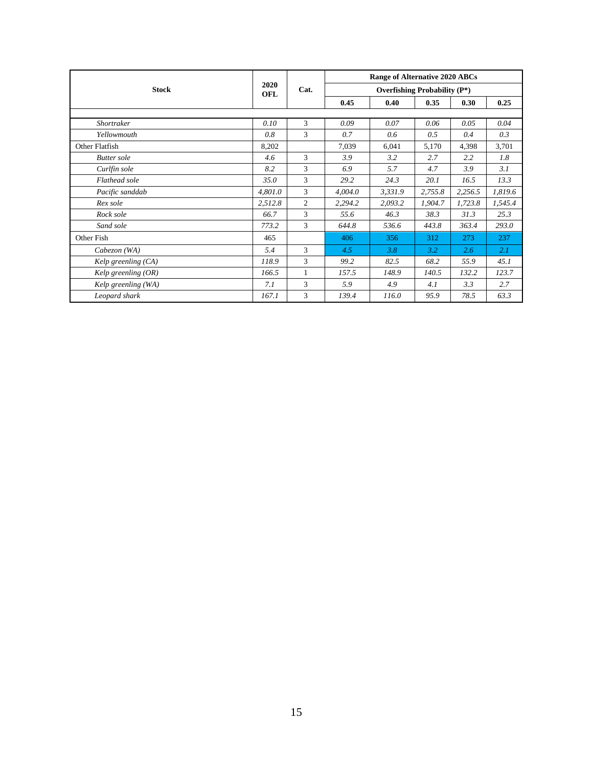| Stock | 2020 OFL | Cat. | Range of Alternative 2020 ABCs | | | | |
|---|---|---|---|---|---|---|---|
| | | | Overfishing Probability (P*) | | | | |
| | | | 0.45 | 0.40 | 0.35 | 0.30 | 0.25 |
| | | | | | | | |
| *Shortraker* | *0.10* | 3 | *0.09* | *0.07* | *0.06* | *0.05* | *0.04* |
| *Yellowmouth* | *0.8* | 3 | *0.7* | *0.6* | *0.5* | *0.4* | *0.3* |
| Other Flatfish | 8,202 | | 7,039 | 6,041 | 5,170 | 4,398 | 3,701 |
| *Butter sole* | *4.6* | 3 | *3.9* | *3.2* | *2.7* | *2.2* | *1.8* |
| *Curlfin sole* | *8.2* | 3 | *6.9* | *5.7* | *4.7* | *3.9* | *3.1* |
| *Flathead sole* | *35.0* | 3 | *29.2* | *24.3* | *20.1* | *16.5* | *13.3* |
| *Pacific sanddab* | *4,801.0* | 3 | *4,004.0* | *3,331.9* | *2,755.8* | *2,256.5* | *1,819.6* |
| *Rex sole* | *2,512.8* | 2 | *2,294.2* | *2,093.2* | *1,904.7* | *1,723.8* | *1,545.4* |
| *Rock sole* | *66.7* | 3 | *55.6* | *46.3* | *38.3* | *31.3* | *25.3* |
| *Sand sole* | *773.2* | 3 | *644.8* | *536.6* | *443.8* | *363.4* | *293.0* |
| Other Fish | 465 | | 406 | 356 | 312 | 273 | 237 |
| *Cabezon (WA)* | *5.4* | 3 | *4.5* | *3.8* | *3.2* | *2.6* | *2.1* |
| *Kelp greenling (CA)* | *118.9* | 3 | *99.2* | *82.5* | *68.2* | *55.9* | *45.1* |
| *Kelp greenling (OR)* | *166.5* | 1 | *157.5* | *148.9* | *140.5* | *132.2* | *123.7* |
| *Kelp greenling (WA)* | *7.1* | 3 | *5.9* | *4.9* | *4.1* | *3.3* | *2.7* |
| *Leopard shark* | *167.1* | 3 | *139.4* | *116.0* | *95.9* | *78.5* | *63.3* |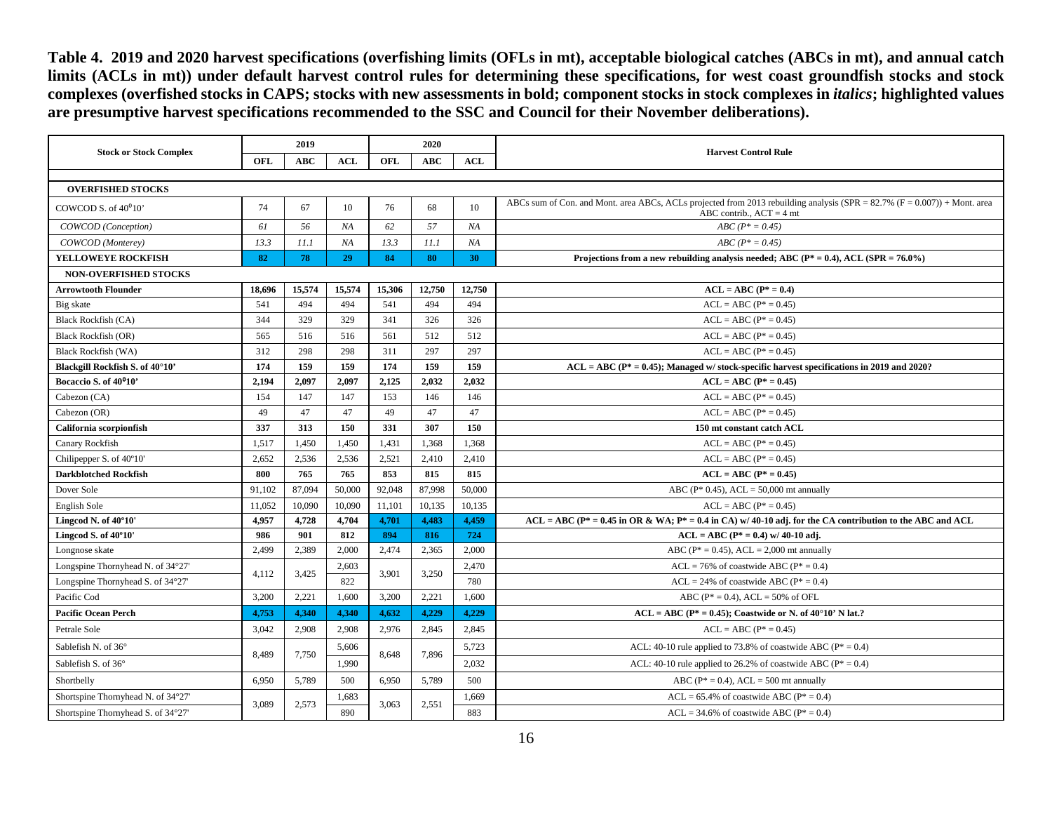**Table 4. 2019 and 2020 harvest specifications (overfishing limits (OFLs in mt), acceptable biological catches (ABCs in mt), and annual catch limits (ACLs in mt)) under default harvest control rules for determining these specifications, for west coast groundfish stocks and stock complexes (overfished stocks in CAPS; stocks with new assessments in bold; component stocks in stock complexes in *italics*; highlighted values are presumptive harvest specifications recommended to the SSC and Council for their November deliberations).**

| Stock or Stock Complex | 2019 | | | 2020 | | | Harvest Control Rule |
|---|---|---|---|---|---|---|---|
| | OFL | ABC | ACL | OFL | ABC | ACL | |
| **OVERFISHED STOCKS** | | | | | | | |
| COWCOD S. of 40°10' | 74 | 67 | 10 | 76 | 68 | 10 | ABCs sum of Con. and Mont. area ABCs, ACLs projected from 2013 rebuilding analysis (SPR = 82.7% (F = 0.007)) + Mont. area ABC contrib., ACT = 4 mt |
| *COWCOD (Conception)* | *61* | *56* | *NA* | *62* | *57* | *NA* | *ABC (P\* = 0.45)* |
| *COWCOD (Monterey)* | *13.3* | *11.1* | *NA* | *13.3* | *11.1* | *NA* | *ABC (P\* = 0.45)* |
| **YELLOWEYE ROCKFISH** | **82** | **78** | **29** | **84** | **80** | **30** | **Projections from a new rebuilding analysis needed; ABC (P\* = 0.4), ACL (SPR = 76.0%)** |
| **NON-OVERFISHED STOCKS** | | | | | | | |
| **Arrowtooth Flounder** | **18,696** | **15,574** | **15,574** | **15,306** | **12,750** | **12,750** | **ACL = ABC (P\* = 0.4)** |
| Big skate | 541 | 494 | 494 | 541 | 494 | 494 | ACL = ABC (P* = 0.45) |
| Black Rockfish (CA) | 344 | 329 | 329 | 341 | 326 | 326 | ACL = ABC (P* = 0.45) |
| Black Rockfish (OR) | 565 | 516 | 516 | 561 | 512 | 512 | ACL = ABC (P* = 0.45) |
| Black Rockfish (WA) | 312 | 298 | 298 | 311 | 297 | 297 | ACL = ABC (P* = 0.45) |
| **Blackgill Rockfish S. of 40°10'** | **174** | **159** | **159** | **174** | **159** | **159** | **ACL = ABC (P\* = 0.45); Managed w/ stock-specific harvest specifications in 2019 and 2020?** |
| **Bocaccio S. of 40°10'** | **2,194** | **2,097** | **2,097** | **2,125** | **2,032** | **2,032** | **ACL = ABC (P\* = 0.45)** |
| Cabezon (CA) | 154 | 147 | 147 | 153 | 146 | 146 | ACL = ABC (P* = 0.45) |
| Cabezon (OR) | 49 | 47 | 47 | 49 | 47 | 47 | ACL = ABC (P* = 0.45) |
| **California scorpionfish** | **337** | **313** | **150** | **331** | **307** | **150** | **150 mt constant catch ACL** |
| Canary Rockfish | 1,517 | 1,450 | 1,450 | 1,431 | 1,368 | 1,368 | ACL = ABC (P* = 0.45) |
| Chilipepper S. of 40°10' | 2,652 | 2,536 | 2,536 | 2,521 | 2,410 | 2,410 | ACL = ABC (P* = 0.45) |
| **Darkblotched Rockfish** | **800** | **765** | **765** | **853** | **815** | **815** | **ACL = ABC (P\* = 0.45)** |
| Dover Sole | 91,102 | 87,094 | 50,000 | 92,048 | 87,998 | 50,000 | ABC (P* 0.45), ACL = 50,000 mt annually |
| English Sole | 11,052 | 10,090 | 10,090 | 11,101 | 10,135 | 10,135 | ACL = ABC (P* = 0.45) |
| **Lingcod N. of 40°10'** | **4,957** | **4,728** | **4,704** | **4,701** | **4,483** | **4,459** | **ACL = ABC (P\* = 0.45 in OR & WA; P\* = 0.4 in CA) w/ 40-10 adj. for the CA contribution to the ABC and ACL** |
| **Lingcod S. of 40°10'** | **986** | **901** | **812** | **894** | **816** | **724** | **ACL = ABC (P\* = 0.4) w/ 40-10 adj.** |
| Longnose skate | 2,499 | 2,389 | 2,000 | 2,474 | 2,365 | 2,000 | ABC (P* = 0.45), ACL = 2,000 mt annually |
| Longspine Thornyhead N. of 34°27' | 4,112 | 3,425 | 2,603 | 3,901 | 3,250 | 2,470 | ACL = 76% of coastwide ABC (P* = 0.4) |
| Longspine Thornyhead S. of 34°27' | | | 822 | | | 780 | ACL = 24% of coastwide ABC (P* = 0.4) |
| Pacific Cod | 3,200 | 2,221 | 1,600 | 3,200 | 2,221 | 1,600 | ABC (P* = 0.4), ACL = 50% of OFL |
| **Pacific Ocean Perch** | **4,753** | **4,340** | **4,340** | **4,632** | **4,229** | **4,229** | **ACL = ABC (P\* = 0.45); Coastwide or N. of 40°10' N lat.?** |
| Petrale Sole | 3,042 | 2,908 | 2,908 | 2,976 | 2,845 | 2,845 | ACL = ABC (P* = 0.45) |
| Sablefish N. of 36° | 8,489 | 7,750 | 5,606 | 8,648 | 7,896 | 5,723 | ACL: 40-10 rule applied to 73.8% of coastwide ABC (P* = 0.4) |
| Sablefish S. of 36° | | | 1,990 | | | 2,032 | ACL: 40-10 rule applied to 26.2% of coastwide ABC (P* = 0.4) |
| Shortbelly | 6,950 | 5,789 | 500 | 6,950 | 5,789 | 500 | ABC (P* = 0.4), ACL = 500 mt annually |
| Shortspine Thornyhead N. of 34°27' | 3,089 | 2,573 | 1,683 | 3,063 | 2,551 | 1,669 | ACL = 65.4% of coastwide ABC (P* = 0.4) |
| Shortspine Thornyhead S. of 34°27' | | | 890 | | | 883 | ACL = 34.6% of coastwide ABC (P* = 0.4) |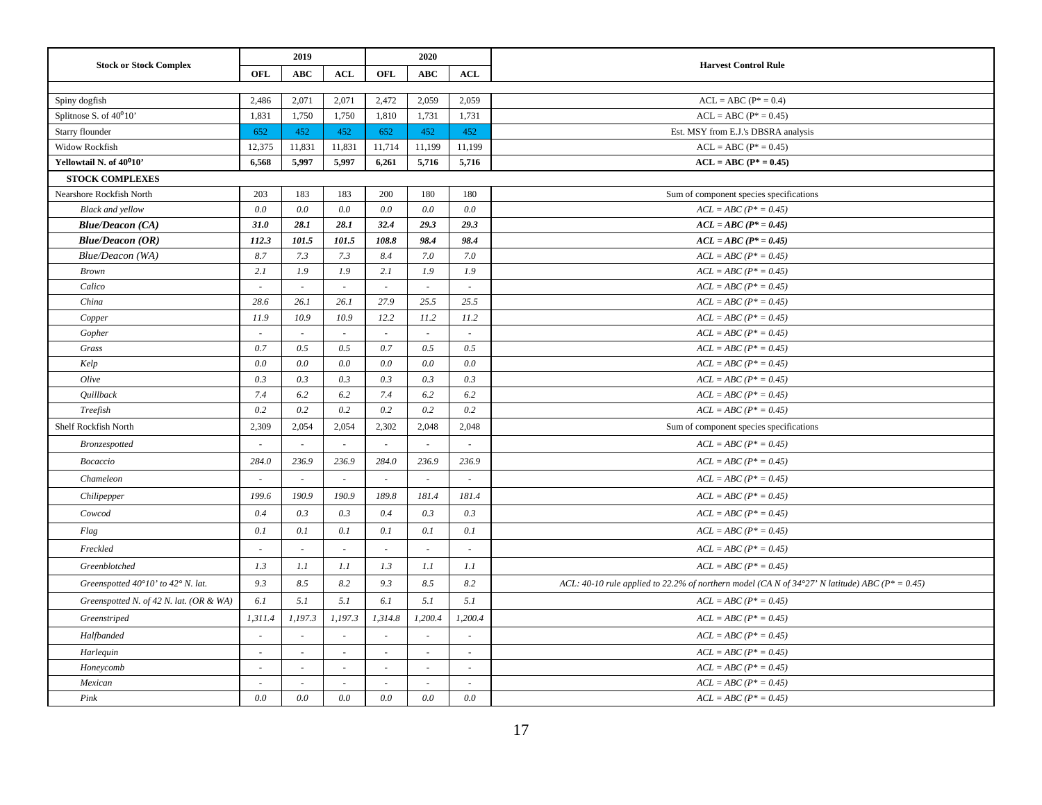| Stock or Stock Complex | 2019 | | | 2020 | | | Harvest Control Rule |
|---|---|---|---|---|---|---|---|
| | OFL | ABC | ACL | OFL | ABC | ACL | |
| Spiny dogfish | 2,486 | 2,071 | 2,071 | 2,472 | 2,059 | 2,059 | ACL = ABC (P* = 0.4) |
| Splitnose S. of 40⁰10’ | 1,831 | 1,750 | 1,750 | 1,810 | 1,731 | 1,731 | ACL = ABC (P* = 0.45) |
| Starry flounder | 652 | 452 | 452 | 652 | 452 | 452 | Est. MSY from E.J.'s DBSRA analysis |
| Widow Rockfish | 12,375 | 11,831 | 11,831 | 11,714 | 11,199 | 11,199 | ACL = ABC (P* = 0.45) |
| **Yellowtail N. of 40⁰10’** | **6,568** | **5,997** | **5,997** | **6,261** | **5,716** | **5,716** | **ACL = ABC (P* = 0.45)** |
| **STOCK COMPLEXES** | | | | | | | |
| Nearshore Rockfish North | 203 | 183 | 183 | 200 | 180 | 180 | Sum of component species specifications |
| *Black and yellow* | *0.0* | *0.0* | *0.0* | *0.0* | *0.0* | *0.0* | *ACL = ABC (P* = 0.45)* |
| ***Blue/Deacon (CA)*** | ***31.0*** | ***28.1*** | ***28.1*** | ***32.4*** | ***29.3*** | ***29.3*** | ***ACL = ABC (P* = 0.45)*** |
| ***Blue/Deacon (OR)*** | ***112.3*** | ***101.5*** | ***101.5*** | ***108.8*** | ***98.4*** | ***98.4*** | ***ACL = ABC (P* = 0.45)*** |
| *Blue/Deacon (WA)* | *8.7* | *7.3* | *7.3* | *8.4* | *7.0* | *7.0* | *ACL = ABC (P* = 0.45)* |
| *Brown* | *2.1* | *1.9* | *1.9* | *2.1* | *1.9* | *1.9* | *ACL = ABC (P* = 0.45)* |
| *Calico* | - | - | - | - | - | - | *ACL = ABC (P* = 0.45)* |
| *China* | *28.6* | *26.1* | *26.1* | *27.9* | *25.5* | *25.5* | *ACL = ABC (P* = 0.45)* |
| *Copper* | *11.9* | *10.9* | *10.9* | *12.2* | *11.2* | *11.2* | *ACL = ABC (P* = 0.45)* |
| *Gopher* | - | - | - | - | - | - | *ACL = ABC (P* = 0.45)* |
| *Grass* | *0.7* | *0.5* | *0.5* | *0.7* | *0.5* | *0.5* | *ACL = ABC (P* = 0.45)* |
| *Kelp* | *0.0* | *0.0* | *0.0* | *0.0* | *0.0* | *0.0* | *ACL = ABC (P* = 0.45)* |
| *Olive* | *0.3* | *0.3* | *0.3* | *0.3* | *0.3* | *0.3* | *ACL = ABC (P* = 0.45)* |
| *Quillback* | *7.4* | *6.2* | *6.2* | *7.4* | *6.2* | *6.2* | *ACL = ABC (P* = 0.45)* |
| *Treefish* | *0.2* | *0.2* | *0.2* | *0.2* | *0.2* | *0.2* | *ACL = ABC (P* = 0.45)* |
| Shelf Rockfish North | 2,309 | 2,054 | 2,054 | 2,302 | 2,048 | 2,048 | Sum of component species specifications |
| *Bronzespotted* | - | - | - | - | - | - | *ACL = ABC (P* = 0.45)* |
| *Bocaccio* | *284.0* | *236.9* | *236.9* | *284.0* | *236.9* | *236.9* | *ACL = ABC (P* = 0.45)* |
| *Chameleon* | - | - | - | - | - | - | *ACL = ABC (P* = 0.45)* |
| *Chilipepper* | *199.6* | *190.9* | *190.9* | *189.8* | *181.4* | *181.4* | *ACL = ABC (P* = 0.45)* |
| *Cowcod* | *0.4* | *0.3* | *0.3* | *0.4* | *0.3* | *0.3* | *ACL = ABC (P* = 0.45)* |
| *Flag* | *0.1* | *0.1* | *0.1* | *0.1* | *0.1* | *0.1* | *ACL = ABC (P* = 0.45)* |
| *Freckled* | - | - | - | - | - | - | *ACL = ABC (P* = 0.45)* |
| *Greenblotched* | *1.3* | *1.1* | *1.1* | *1.3* | *1.1* | *1.1* | *ACL = ABC (P* = 0.45)* |
| *Greenspotted 40°10’ to 42° N. lat.* | *9.3* | *8.5* | *8.2* | *9.3* | *8.5* | *8.2* | *ACL: 40-10 rule applied to 22.2% of northern model (CA N of 34°27’ N latitude) ABC (P* = 0.45)* |
| *Greenspotted N. of 42 N. lat. (OR & WA)* | *6.1* | *5.1* | *5.1* | *6.1* | *5.1* | *5.1* | *ACL = ABC (P* = 0.45)* |
| *Greenstriped* | *1,311.4* | *1,197.3* | *1,197.3* | *1,314.8* | *1,200.4* | *1,200.4* | *ACL = ABC (P* = 0.45)* |
| *Halfbanded* | - | - | - | - | - | - | *ACL = ABC (P* = 0.45)* |
| *Harlequin* | - | - | - | - | - | - | *ACL = ABC (P* = 0.45)* |
| *Honeycomb* | - | - | - | - | - | - | *ACL = ABC (P* = 0.45)* |
| *Mexican* | - | - | - | - | - | - | *ACL = ABC (P* = 0.45)* |
| *Pink* | *0.0* | *0.0* | *0.0* | *0.0* | *0.0* | *0.0* | *ACL = ABC (P* = 0.45)* |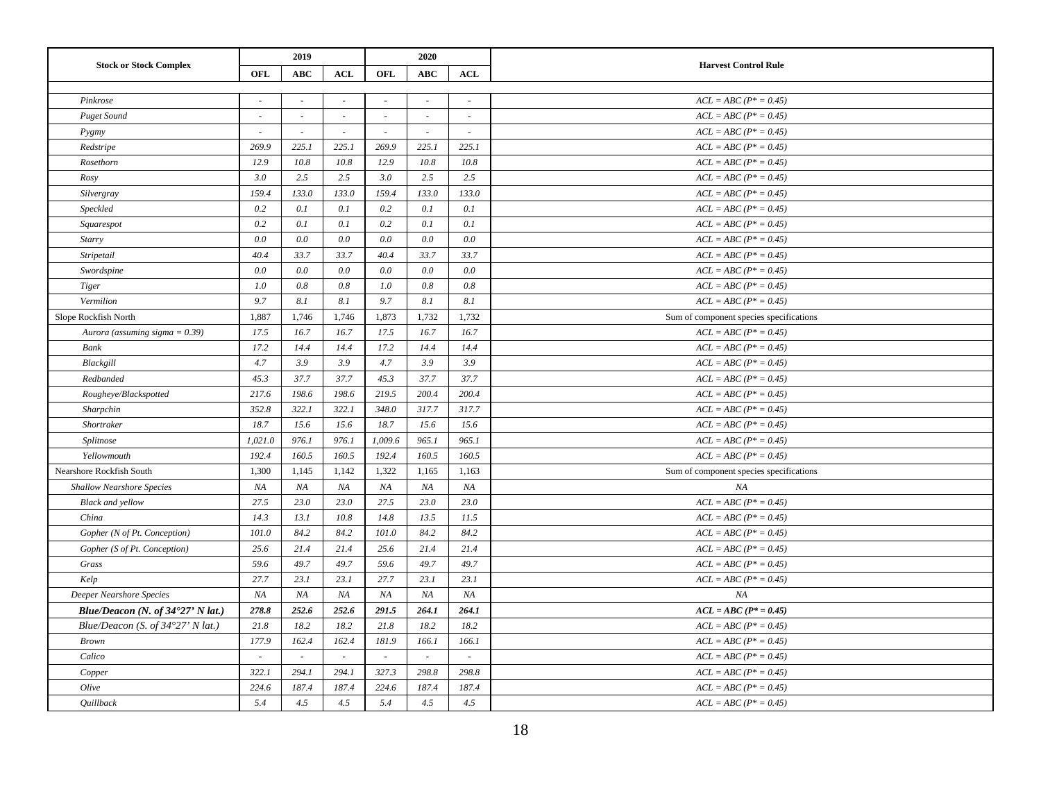| Stock or Stock Complex | 2019 | | | 2020 | | | Harvest Control Rule |
|---|---|---|---|---|---|---|---|
| | OFL | ABC | ACL | OFL | ABC | ACL | |
| *Pinkrose* | - | - | - | - | - | - | *ACL = ABC (P\* = 0.45)* |
| *Puget Sound* | - | - | - | - | - | - | *ACL = ABC (P\* = 0.45)* |
| *Pygmy* | - | - | - | - | - | - | *ACL = ABC (P\* = 0.45)* |
| *Redstripe* | *269.9* | *225.1* | *225.1* | *269.9* | *225.1* | *225.1* | *ACL = ABC (P\* = 0.45)* |
| *Rosethorn* | *12.9* | *10.8* | *10.8* | *12.9* | *10.8* | *10.8* | *ACL = ABC (P\* = 0.45)* |
| *Rosy* | *3.0* | *2.5* | *2.5* | *3.0* | *2.5* | *2.5* | *ACL = ABC (P\* = 0.45)* |
| *Silvergray* | *159.4* | *133.0* | *133.0* | *159.4* | *133.0* | *133.0* | *ACL = ABC (P\* = 0.45)* |
| *Speckled* | *0.2* | *0.1* | *0.1* | *0.2* | *0.1* | *0.1* | *ACL = ABC (P\* = 0.45)* |
| *Squarespot* | *0.2* | *0.1* | *0.1* | *0.2* | *0.1* | *0.1* | *ACL = ABC (P\* = 0.45)* |
| *Starry* | *0.0* | *0.0* | *0.0* | *0.0* | *0.0* | *0.0* | *ACL = ABC (P\* = 0.45)* |
| *Stripetail* | *40.4* | *33.7* | *33.7* | *40.4* | *33.7* | *33.7* | *ACL = ABC (P\* = 0.45)* |
| *Swordspine* | *0.0* | *0.0* | *0.0* | *0.0* | *0.0* | *0.0* | *ACL = ABC (P\* = 0.45)* |
| *Tiger* | *1.0* | *0.8* | *0.8* | *1.0* | *0.8* | *0.8* | *ACL = ABC (P\* = 0.45)* |
| *Vermilion* | *9.7* | *8.1* | *8.1* | *9.7* | *8.1* | *8.1* | *ACL = ABC (P\* = 0.45)* |
| Slope Rockfish North | 1,887 | 1,746 | 1,746 | 1,873 | 1,732 | 1,732 | Sum of component species specifications |
| *Aurora (assuming sigma = 0.39)* | *17.5* | *16.7* | *16.7* | *17.5* | *16.7* | *16.7* | *ACL = ABC (P\* = 0.45)* |
| *Bank* | *17.2* | *14.4* | *14.4* | *17.2* | *14.4* | *14.4* | *ACL = ABC (P\* = 0.45)* |
| *Blackgill* | *4.7* | *3.9* | *3.9* | *4.7* | *3.9* | *3.9* | *ACL = ABC (P\* = 0.45)* |
| *Redbanded* | *45.3* | *37.7* | *37.7* | *45.3* | *37.7* | *37.7* | *ACL = ABC (P\* = 0.45)* |
| *Rougheye/Blackspotted* | *217.6* | *198.6* | *198.6* | *219.5* | *200.4* | *200.4* | *ACL = ABC (P\* = 0.45)* |
| *Sharpchin* | *352.8* | *322.1* | *322.1* | *348.0* | *317.7* | *317.7* | *ACL = ABC (P\* = 0.45)* |
| *Shortraker* | *18.7* | *15.6* | *15.6* | *18.7* | *15.6* | *15.6* | *ACL = ABC (P\* = 0.45)* |
| *Splitnose* | *1,021.0* | *976.1* | *976.1* | *1,009.6* | *965.1* | *965.1* | *ACL = ABC (P\* = 0.45)* |
| *Yellowmouth* | *192.4* | *160.5* | *160.5* | *192.4* | *160.5* | *160.5* | *ACL = ABC (P\* = 0.45)* |
| Nearshore Rockfish South | 1,300 | 1,145 | 1,142 | 1,322 | 1,165 | 1,163 | Sum of component species specifications |
| *Shallow Nearshore Species* | *NA* | *NA* | *NA* | *NA* | *NA* | *NA* | *NA* |
| *Black and yellow* | *27.5* | *23.0* | *23.0* | *27.5* | *23.0* | *23.0* | *ACL = ABC (P\* = 0.45)* |
| *China* | *14.3* | *13.1* | *10.8* | *14.8* | *13.5* | *11.5* | *ACL = ABC (P\* = 0.45)* |
| *Gopher (N of Pt. Conception)* | *101.0* | *84.2* | *84.2* | *101.0* | *84.2* | *84.2* | *ACL = ABC (P\* = 0.45)* |
| *Gopher (S of Pt. Conception)* | *25.6* | *21.4* | *21.4* | *25.6* | *21.4* | *21.4* | *ACL = ABC (P\* = 0.45)* |
| *Grass* | *59.6* | *49.7* | *49.7* | *59.6* | *49.7* | *49.7* | *ACL = ABC (P\* = 0.45)* |
| *Kelp* | *27.7* | *23.1* | *23.1* | *27.7* | *23.1* | *23.1* | *ACL = ABC (P\* = 0.45)* |
| *Deeper Nearshore Species* | *NA* | *NA* | *NA* | *NA* | *NA* | *NA* | *NA* |
| ***Blue/Deacon (N. of 34°27' N lat.)*** | ***278.8*** | ***252.6*** | ***252.6*** | ***291.5*** | ***264.1*** | ***264.1*** | ***ACL = ABC (P\* = 0.45)*** |
| *Blue/Deacon (S. of 34°27' N lat.)* | *21.8* | *18.2* | *18.2* | *21.8* | *18.2* | *18.2* | *ACL = ABC (P\* = 0.45)* |
| *Brown* | *177.9* | *162.4* | *162.4* | *181.9* | *166.1* | *166.1* | *ACL = ABC (P\* = 0.45)* |
| *Calico* | - | - | - | - | - | - | *ACL = ABC (P\* = 0.45)* |
| *Copper* | *322.1* | *294.1* | *294.1* | *327.3* | *298.8* | *298.8* | *ACL = ABC (P\* = 0.45)* |
| *Olive* | *224.6* | *187.4* | *187.4* | *224.6* | *187.4* | *187.4* | *ACL = ABC (P\* = 0.45)* |
| *Quillback* | *5.4* | *4.5* | *4.5* | *5.4* | *4.5* | *4.5* | *ACL = ABC (P\* = 0.45)* |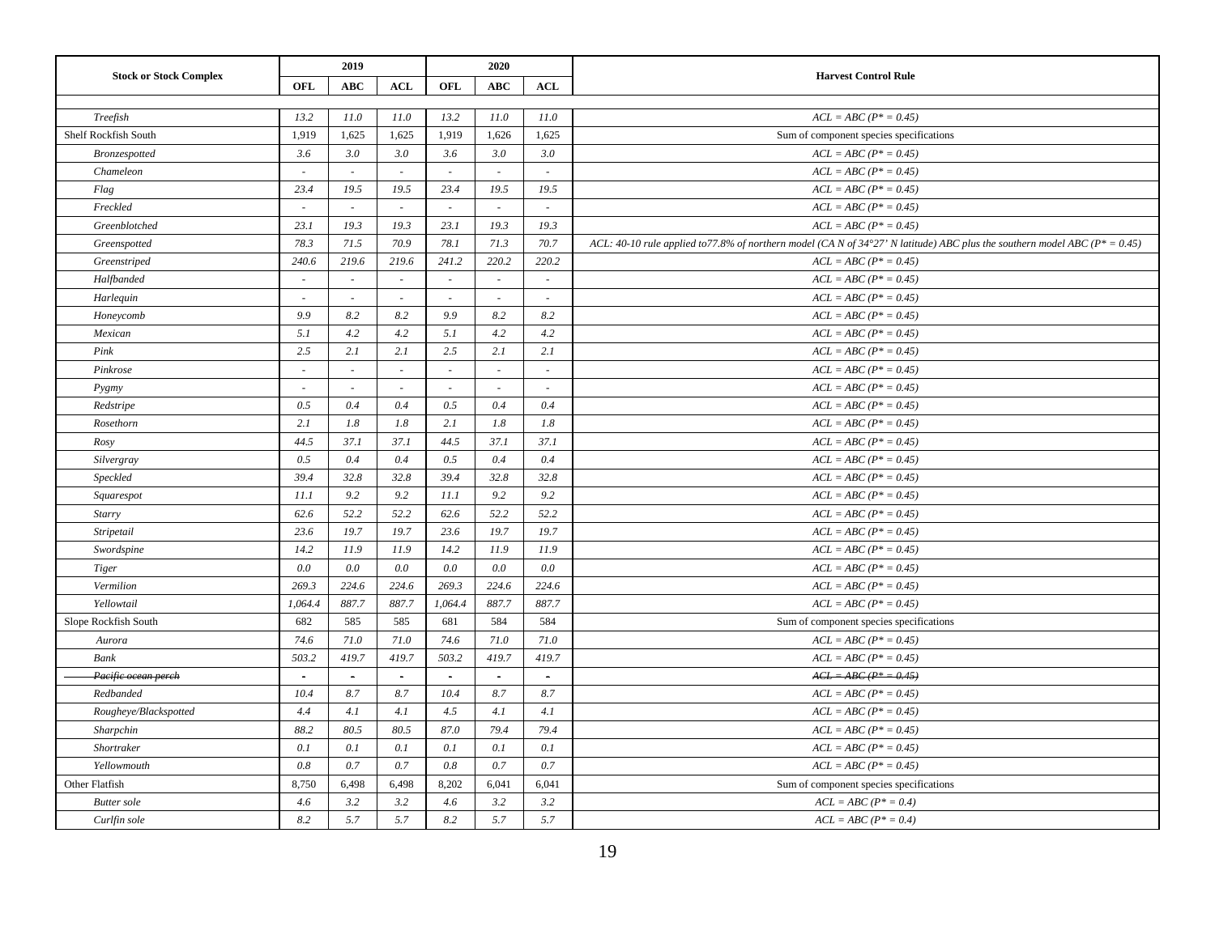| Stock or Stock Complex | 2019 | | | 2020 | | | Harvest Control Rule |
|---|---|---|---|---|---|---|---|
| | OFL | ABC | ACL | OFL | ABC | ACL | |
| *Treefish* | *13.2* | *11.0* | *11.0* | *13.2* | *11.0* | *11.0* | *ACL = ABC (P* = 0.45)* |
| Shelf Rockfish South | 1,919 | 1,625 | 1,625 | 1,919 | 1,626 | 1,625 | Sum of component species specifications |
| *Bronzespotted* | *3.6* | *3.0* | *3.0* | *3.6* | *3.0* | *3.0* | *ACL = ABC (P* = 0.45)* |
| *Chameleon* | - | - | - | - | - | - | *ACL = ABC (P* = 0.45)* |
| *Flag* | *23.4* | *19.5* | *19.5* | *23.4* | *19.5* | *19.5* | *ACL = ABC (P* = 0.45)* |
| *Freckled* | - | - | - | - | - | - | *ACL = ABC (P* = 0.45)* |
| *Greenblotched* | *23.1* | *19.3* | *19.3* | *23.1* | *19.3* | *19.3* | *ACL = ABC (P* = 0.45)* |
| *Greenspotted* | *78.3* | *71.5* | *70.9* | *78.1* | *71.3* | *70.7* | *ACL: 40-10 rule applied to77.8% of northern model (CA N of 34°27' N latitude) ABC plus the southern model ABC (P* = 0.45)* |
| *Greenstriped* | *240.6* | *219.6* | *219.6* | *241.2* | *220.2* | *220.2* | *ACL = ABC (P* = 0.45)* |
| *Halfbanded* | - | - | - | - | - | - | *ACL = ABC (P* = 0.45)* |
| *Harlequin* | - | - | - | - | - | - | *ACL = ABC (P* = 0.45)* |
| *Honeycomb* | *9.9* | *8.2* | *8.2* | *9.9* | *8.2* | *8.2* | *ACL = ABC (P* = 0.45)* |
| *Mexican* | *5.1* | *4.2* | *4.2* | *5.1* | *4.2* | *4.2* | *ACL = ABC (P* = 0.45)* |
| *Pink* | *2.5* | *2.1* | *2.1* | *2.5* | *2.1* | *2.1* | *ACL = ABC (P* = 0.45)* |
| *Pinkrose* | - | - | - | - | - | - | *ACL = ABC (P* = 0.45)* |
| *Pygmy* | - | - | - | - | - | - | *ACL = ABC (P* = 0.45)* |
| *Redstripe* | *0.5* | *0.4* | *0.4* | *0.5* | *0.4* | *0.4* | *ACL = ABC (P* = 0.45)* |
| *Rosethorn* | *2.1* | *1.8* | *1.8* | *2.1* | *1.8* | *1.8* | *ACL = ABC (P* = 0.45)* |
| *Rosy* | *44.5* | *37.1* | *37.1* | *44.5* | *37.1* | *37.1* | *ACL = ABC (P* = 0.45)* |
| *Silvergray* | *0.5* | *0.4* | *0.4* | *0.5* | *0.4* | *0.4* | *ACL = ABC (P* = 0.45)* |
| *Speckled* | *39.4* | *32.8* | *32.8* | *39.4* | *32.8* | *32.8* | *ACL = ABC (P* = 0.45)* |
| *Squarespot* | *11.1* | *9.2* | *9.2* | *11.1* | *9.2* | *9.2* | *ACL = ABC (P* = 0.45)* |
| *Starry* | *62.6* | *52.2* | *52.2* | *62.6* | *52.2* | *52.2* | *ACL = ABC (P* = 0.45)* |
| *Stripetail* | *23.6* | *19.7* | *19.7* | *23.6* | *19.7* | *19.7* | *ACL = ABC (P* = 0.45)* |
| *Swordspine* | *14.2* | *11.9* | *11.9* | *14.2* | *11.9* | *11.9* | *ACL = ABC (P* = 0.45)* |
| *Tiger* | *0.0* | *0.0* | *0.0* | *0.0* | *0.0* | *0.0* | *ACL = ABC (P* = 0.45)* |
| *Vermilion* | *269.3* | *224.6* | *224.6* | *269.3* | *224.6* | *224.6* | *ACL = ABC (P* = 0.45)* |
| *Yellowtail* | *1,064.4* | *887.7* | *887.7* | *1,064.4* | *887.7* | *887.7* | *ACL = ABC (P* = 0.45)* |
| Slope Rockfish South | 682 | 585 | 585 | 681 | 584 | 584 | Sum of component species specifications |
| *Aurora* | *74.6* | *71.0* | *71.0* | *74.6* | *71.0* | *71.0* | *ACL = ABC (P* = 0.45)* |
| *Bank* | *503.2* | *419.7* | *419.7* | *503.2* | *419.7* | *419.7* | *ACL = ABC (P* = 0.45)* |
| ~~*Pacific ocean perch*~~ | ~~-~~ | ~~-~~ | ~~-~~ | ~~-~~ | ~~-~~ | ~~-~~ | ~~*ACL = ABC (P* = 0.45)*~~ |
| *Redbanded* | *10.4* | *8.7* | *8.7* | *10.4* | *8.7* | *8.7* | *ACL = ABC (P* = 0.45)* |
| *Rougheye/Blackspotted* | *4.4* | *4.1* | *4.1* | *4.5* | *4.1* | *4.1* | *ACL = ABC (P* = 0.45)* |
| *Sharpchin* | *88.2* | *80.5* | *80.5* | *87.0* | *79.4* | *79.4* | *ACL = ABC (P* = 0.45)* |
| *Shortraker* | *0.1* | *0.1* | *0.1* | *0.1* | *0.1* | *0.1* | *ACL = ABC (P* = 0.45)* |
| *Yellowmouth* | *0.8* | *0.7* | *0.7* | *0.8* | *0.7* | *0.7* | *ACL = ABC (P* = 0.45)* |
| Other Flatfish | 8,750 | 6,498 | 6,498 | 8,202 | 6,041 | 6,041 | Sum of component species specifications |
| *Butter sole* | *4.6* | *3.2* | *3.2* | *4.6* | *3.2* | *3.2* | *ACL = ABC (P* = 0.4)* |
| *Curlfin sole* | *8.2* | *5.7* | *5.7* | *8.2* | *5.7* | *5.7* | *ACL = ABC (P* = 0.4)* |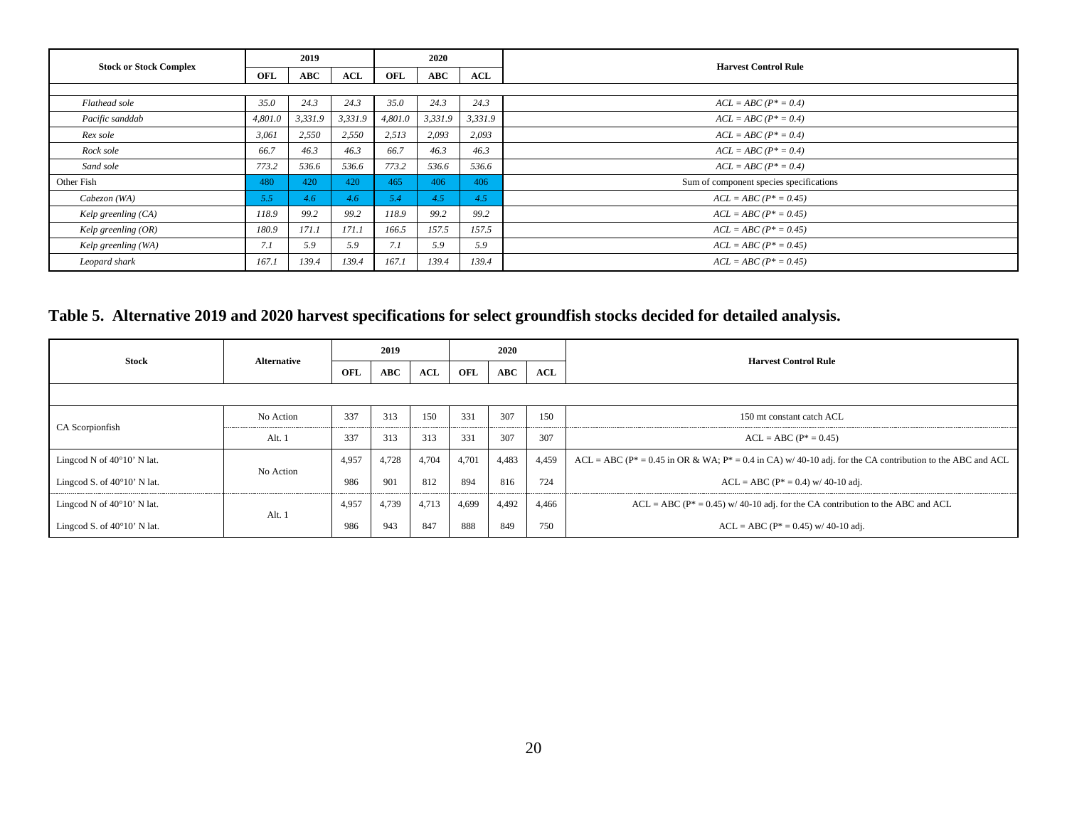| Stock or Stock Complex | 2019 | | | 2020 | | | Harvest Control Rule |
|---|---|---|---|---|---|---|---|
| | OFL | ABC | ACL | OFL | ABC | ACL | |
| | | | | | | | |
| *Flathead sole* | *35.0* | *24.3* | *24.3* | *35.0* | *24.3* | *24.3* | *ACL = ABC (P* = 0.4)* |
| *Pacific sanddab* | *4,801.0* | *3,331.9* | *3,331.9* | *4,801.0* | *3,331.9* | *3,331.9* | *ACL = ABC (P* = 0.4)* |
| *Rex sole* | *3,061* | *2,550* | *2,550* | *2,513* | *2,093* | *2,093* | *ACL = ABC (P* = 0.4)* |
| *Rock sole* | *66.7* | *46.3* | *46.3* | *66.7* | *46.3* | *46.3* | *ACL = ABC (P* = 0.4)* |
| *Sand sole* | *773.2* | *536.6* | *536.6* | *773.2* | *536.6* | *536.6* | *ACL = ABC (P* = 0.4)* |
| Other Fish | 480 | 420 | 420 | 465 | 406 | 406 | Sum of component species specifications |
| *Cabezon (WA)* | *5.5* | *4.6* | *4.6* | *5.4* | *4.5* | *4.5* | *ACL = ABC (P* = 0.45)* |
| *Kelp greenling (CA)* | *118.9* | *99.2* | *99.2* | *118.9* | *99.2* | *99.2* | *ACL = ABC (P* = 0.45)* |
| *Kelp greenling (OR)* | *180.9* | *171.1* | *171.1* | *166.5* | *157.5* | *157.5* | *ACL = ABC (P* = 0.45)* |
| *Kelp greenling (WA)* | *7.1* | *5.9* | *5.9* | *7.1* | *5.9* | *5.9* | *ACL = ABC (P* = 0.45)* |
| *Leopard shark* | *167.1* | *139.4* | *139.4* | *167.1* | *139.4* | *139.4* | *ACL = ABC (P* = 0.45)* |

## Table 5. Alternative 2019 and 2020 harvest specifications for select groundfish stocks decided for detailed analysis.

| Stock | Alternative | 2019 | | | 2020 | | | Harvest Control Rule |
|---|---|---|---|---|---|---|---|---|
| | | OFL | ABC | ACL | OFL | ABC | ACL | |
| | | | | | | | | |
| CA Scorpionfish | No Action | 337 | 313 | 150 | 331 | 307 | 150 | 150 mt constant catch ACL |
| | Alt. 1 | 337 | 313 | 313 | 331 | 307 | 307 | ACL = ABC (P* = 0.45) |
| Lingcod N of 40°10' N lat. | No Action | 4,957 | 4,728 | 4,704 | 4,701 | 4,483 | 4,459 | ACL = ABC (P* = 0.45 in OR & WA; P* = 0.4 in CA) w/ 40-10 adj. for the CA contribution to the ABC and ACL |
| Lingcod S. of 40°10' N lat. | | 986 | 901 | 812 | 894 | 816 | 724 | ACL = ABC (P* = 0.4) w/ 40-10 adj. |
| Lingcod N of 40°10' N lat. | Alt. 1 | 4,957 | 4,739 | 4,713 | 4,699 | 4,492 | 4,466 | ACL = ABC (P* = 0.45) w/ 40-10 adj. for the CA contribution to the ABC and ACL |
| Lingcod S. of 40°10' N lat. | | 986 | 943 | 847 | 888 | 849 | 750 | ACL = ABC (P* = 0.45) w/ 40-10 adj. |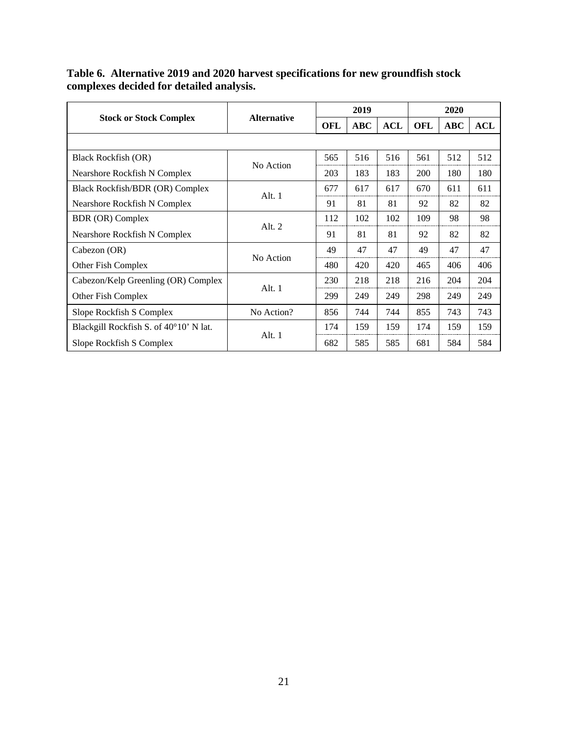**Table 6. Alternative 2019 and 2020 harvest specifications for new groundfish stock complexes decided for detailed analysis.**

| Stock or Stock Complex | Alternative | 2019 | | | 2020 | | |
|---|---|---|---|---|---|---|---|
| | | OFL | ABC | ACL | OFL | ABC | ACL |
| | | | | | | | |
| Black Rockfish (OR) | No Action | 565 | 516 | 516 | 561 | 512 | 512 |
| Nearshore Rockfish N Complex | | 203 | 183 | 183 | 200 | 180 | 180 |
| Black Rockfish/BDR (OR) Complex | Alt. 1 | 677 | 617 | 617 | 670 | 611 | 611 |
| Nearshore Rockfish N Complex | | 91 | 81 | 81 | 92 | 82 | 82 |
| BDR (OR) Complex | Alt. 2 | 112 | 102 | 102 | 109 | 98 | 98 |
| Nearshore Rockfish N Complex | | 91 | 81 | 81 | 92 | 82 | 82 |
| Cabezon (OR) | No Action | 49 | 47 | 47 | 49 | 47 | 47 |
| Other Fish Complex | | 480 | 420 | 420 | 465 | 406 | 406 |
| Cabezon/Kelp Greenling (OR) Complex | Alt. 1 | 230 | 218 | 218 | 216 | 204 | 204 |
| Other Fish Complex | | 299 | 249 | 249 | 298 | 249 | 249 |
| Slope Rockfish S Complex | No Action? | 856 | 744 | 744 | 855 | 743 | 743 |
| Blackgill Rockfish S. of 40°10' N lat. | Alt. 1 | 174 | 159 | 159 | 174 | 159 | 159 |
| Slope Rockfish S Complex | | 682 | 585 | 585 | 681 | 584 | 584 |